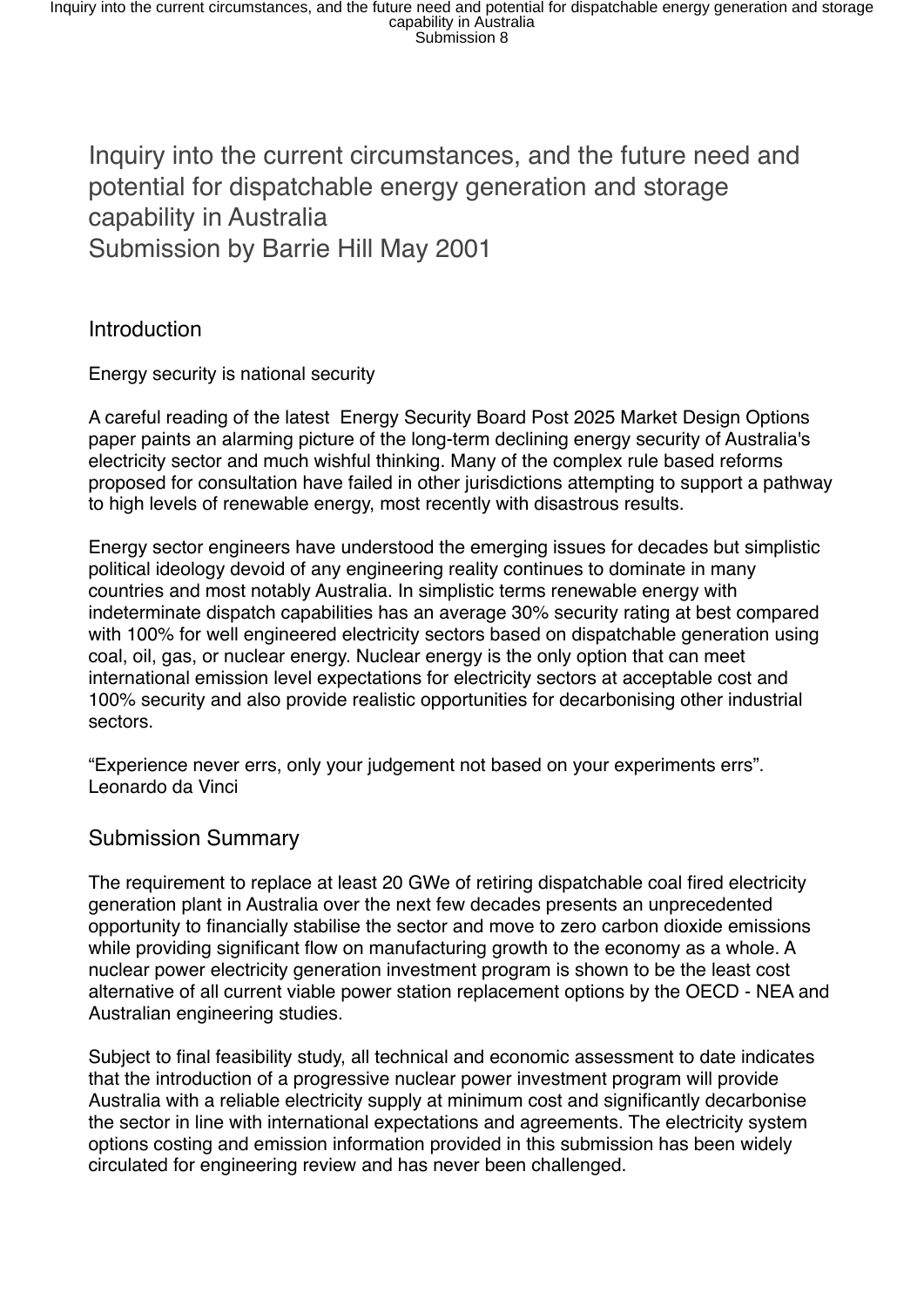# Inquiry into the current circumstances, and the future need and potential for dispatchable energy generation and storage capability in Australia
# Submission by Barrie Hill May 2001

## Introduction

Energy security is national security

A careful reading of the latest Energy Security Board Post 2025 Market Design Options paper paints an alarming picture of the long-term declining energy security of Australia's electricity sector and much wishful thinking. Many of the complex rule based reforms proposed for consultation have failed in other jurisdictions attempting to support a pathway to high levels of renewable energy, most recently with disastrous results.

Energy sector engineers have understood the emerging issues for decades but simplistic political ideology devoid of any engineering reality continues to dominate in many countries and most notably Australia. In simplistic terms renewable energy with indeterminate dispatch capabilities has an average 30% security rating at best compared with 100% for well engineered electricity sectors based on dispatchable generation using coal, oil, gas, or nuclear energy. Nuclear energy is the only option that can meet international emission level expectations for electricity sectors at acceptable cost and 100% security and also provide realistic opportunities for decarbonising other industrial sectors.

"Experience never errs, only your judgement not based on your experiments errs". Leonardo da Vinci

## Submission Summary

The requirement to replace at least 20 GWe of retiring dispatchable coal fired electricity generation plant in Australia over the next few decades presents an unprecedented opportunity to financially stabilise the sector and move to zero carbon dioxide emissions while providing significant flow on manufacturing growth to the economy as a whole. A nuclear power electricity generation investment program is shown to be the least cost alternative of all current viable power station replacement options by the OECD - NEA and Australian engineering studies.

Subject to final feasibility study, all technical and economic assessment to date indicates that the introduction of a progressive nuclear power investment program will provide Australia with a reliable electricity supply at minimum cost and significantly decarbonise the sector in line with international expectations and agreements. The electricity system options costing and emission information provided in this submission has been widely circulated for engineering review and has never been challenged.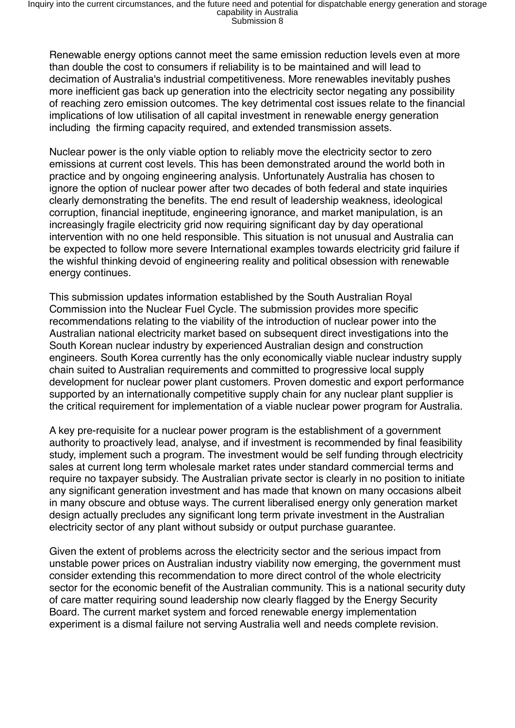Renewable energy options cannot meet the same emission reduction levels even at more than double the cost to consumers if reliability is to be maintained and will lead to decimation of Australia's industrial competitiveness. More renewables inevitably pushes more inefficient gas back up generation into the electricity sector negating any possibility of reaching zero emission outcomes. The key detrimental cost issues relate to the financial implications of low utilisation of all capital investment in renewable energy generation including  the firming capacity required, and extended transmission assets.

Nuclear power is the only viable option to reliably move the electricity sector to zero emissions at current cost levels. This has been demonstrated around the world both in practice and by ongoing engineering analysis. Unfortunately Australia has chosen to ignore the option of nuclear power after two decades of both federal and state inquiries clearly demonstrating the benefits. The end result of leadership weakness, ideological corruption, financial ineptitude, engineering ignorance, and market manipulation, is an increasingly fragile electricity grid now requiring significant day by day operational intervention with no one held responsible. This situation is not unusual and Australia can be expected to follow more severe International examples towards electricity grid failure if the wishful thinking devoid of engineering reality and political obsession with renewable energy continues.

This submission updates information established by the South Australian Royal Commission into the Nuclear Fuel Cycle. The submission provides more specific recommendations relating to the viability of the introduction of nuclear power into the Australian national electricity market based on subsequent direct investigations into the South Korean nuclear industry by experienced Australian design and construction engineers. South Korea currently has the only economically viable nuclear industry supply chain suited to Australian requirements and committed to progressive local supply development for nuclear power plant customers. Proven domestic and export performance supported by an internationally competitive supply chain for any nuclear plant supplier is the critical requirement for implementation of a viable nuclear power program for Australia.

A key pre-requisite for a nuclear power program is the establishment of a government authority to proactively lead, analyse, and if investment is recommended by final feasibility study, implement such a program. The investment would be self funding through electricity sales at current long term wholesale market rates under standard commercial terms and require no taxpayer subsidy. The Australian private sector is clearly in no position to initiate any significant generation investment and has made that known on many occasions albeit in many obscure and obtuse ways. The current liberalised energy only generation market design actually precludes any significant long term private investment in the Australian electricity sector of any plant without subsidy or output purchase guarantee.

Given the extent of problems across the electricity sector and the serious impact from unstable power prices on Australian industry viability now emerging, the government must consider extending this recommendation to more direct control of the whole electricity sector for the economic benefit of the Australian community. This is a national security duty of care matter requiring sound leadership now clearly flagged by the Energy Security Board. The current market system and forced renewable energy implementation experiment is a dismal failure not serving Australia well and needs complete revision.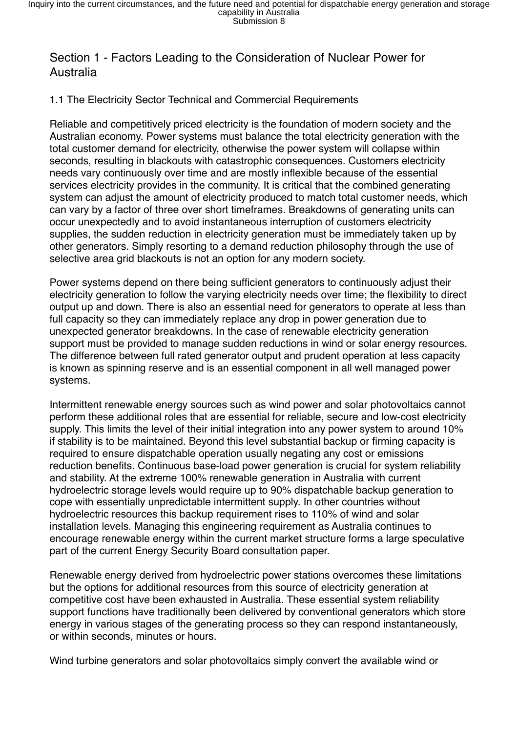## Section 1 - Factors Leading to the Consideration of Nuclear Power for Australia

### 1.1 The Electricity Sector Technical and Commercial Requirements

Reliable and competitively priced electricity is the foundation of modern society and the Australian economy. Power systems must balance the total electricity generation with the total customer demand for electricity, otherwise the power system will collapse within seconds, resulting in blackouts with catastrophic consequences. Customers electricity needs vary continuously over time and are mostly inflexible because of the essential services electricity provides in the community. It is critical that the combined generating system can adjust the amount of electricity produced to match total customer needs, which can vary by a factor of three over short timeframes. Breakdowns of generating units can occur unexpectedly and to avoid instantaneous interruption of customers electricity supplies, the sudden reduction in electricity generation must be immediately taken up by other generators. Simply resorting to a demand reduction philosophy through the use of selective area grid blackouts is not an option for any modern society.

Power systems depend on there being sufficient generators to continuously adjust their electricity generation to follow the varying electricity needs over time; the flexibility to direct output up and down. There is also an essential need for generators to operate at less than full capacity so they can immediately replace any drop in power generation due to unexpected generator breakdowns. In the case of renewable electricity generation support must be provided to manage sudden reductions in wind or solar energy resources. The difference between full rated generator output and prudent operation at less capacity is known as spinning reserve and is an essential component in all well managed power systems.

Intermittent renewable energy sources such as wind power and solar photovoltaics cannot perform these additional roles that are essential for reliable, secure and low-cost electricity supply. This limits the level of their initial integration into any power system to around 10% if stability is to be maintained. Beyond this level substantial backup or firming capacity is required to ensure dispatchable operation usually negating any cost or emissions reduction benefits. Continuous base-load power generation is crucial for system reliability and stability. At the extreme 100% renewable generation in Australia with current hydroelectric storage levels would require up to 90% dispatchable backup generation to cope with essentially unpredictable intermittent supply. In other countries without hydroelectric resources this backup requirement rises to 110% of wind and solar installation levels. Managing this engineering requirement as Australia continues to encourage renewable energy within the current market structure forms a large speculative part of the current Energy Security Board consultation paper.

Renewable energy derived from hydroelectric power stations overcomes these limitations but the options for additional resources from this source of electricity generation at competitive cost have been exhausted in Australia. These essential system reliability support functions have traditionally been delivered by conventional generators which store energy in various stages of the generating process so they can respond instantaneously, or within seconds, minutes or hours.

Wind turbine generators and solar photovoltaics simply convert the available wind or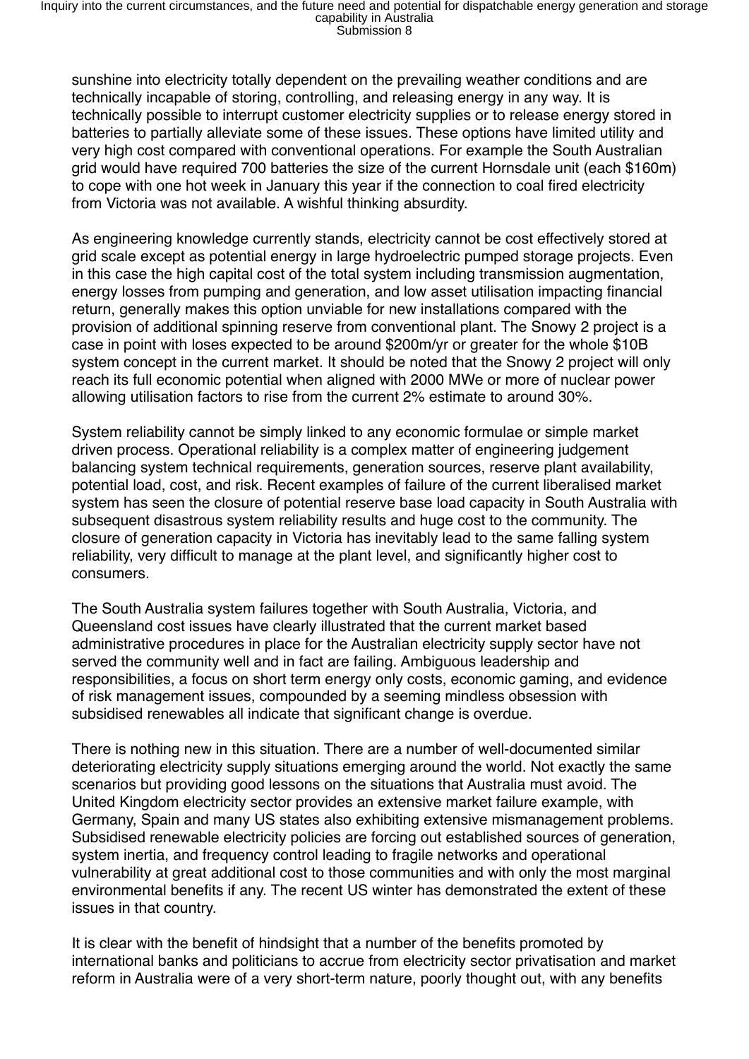sunshine into electricity totally dependent on the prevailing weather conditions and are technically incapable of storing, controlling, and releasing energy in any way. It is technically possible to interrupt customer electricity supplies or to release energy stored in batteries to partially alleviate some of these issues. These options have limited utility and very high cost compared with conventional operations. For example the South Australian grid would have required 700 batteries the size of the current Hornsdale unit (each $160m) to cope with one hot week in January this year if the connection to coal fired electricity from Victoria was not available. A wishful thinking absurdity.

As engineering knowledge currently stands, electricity cannot be cost effectively stored at grid scale except as potential energy in large hydroelectric pumped storage projects. Even in this case the high capital cost of the total system including transmission augmentation, energy losses from pumping and generation, and low asset utilisation impacting financial return, generally makes this option unviable for new installations compared with the provision of additional spinning reserve from conventional plant. The Snowy 2 project is a case in point with loses expected to be around $200m/yr or greater for the whole $10B system concept in the current market. It should be noted that the Snowy 2 project will only reach its full economic potential when aligned with 2000 MWe or more of nuclear power allowing utilisation factors to rise from the current 2% estimate to around 30%.

System reliability cannot be simply linked to any economic formulae or simple market driven process. Operational reliability is a complex matter of engineering judgement balancing system technical requirements, generation sources, reserve plant availability, potential load, cost, and risk. Recent examples of failure of the current liberalised market system has seen the closure of potential reserve base load capacity in South Australia with subsequent disastrous system reliability results and huge cost to the community. The closure of generation capacity in Victoria has inevitably lead to the same falling system reliability, very difficult to manage at the plant level, and significantly higher cost to consumers.

The South Australia system failures together with South Australia, Victoria, and Queensland cost issues have clearly illustrated that the current market based administrative procedures in place for the Australian electricity supply sector have not served the community well and in fact are failing. Ambiguous leadership and responsibilities, a focus on short term energy only costs, economic gaming, and evidence of risk management issues, compounded by a seeming mindless obsession with subsidised renewables all indicate that significant change is overdue.

There is nothing new in this situation. There are a number of well-documented similar deteriorating electricity supply situations emerging around the world. Not exactly the same scenarios but providing good lessons on the situations that Australia must avoid. The United Kingdom electricity sector provides an extensive market failure example, with Germany, Spain and many US states also exhibiting extensive mismanagement problems. Subsidised renewable electricity policies are forcing out established sources of generation, system inertia, and frequency control leading to fragile networks and operational vulnerability at great additional cost to those communities and with only the most marginal environmental benefits if any. The recent US winter has demonstrated the extent of these issues in that country.

It is clear with the benefit of hindsight that a number of the benefits promoted by international banks and politicians to accrue from electricity sector privatisation and market reform in Australia were of a very short-term nature, poorly thought out, with any benefits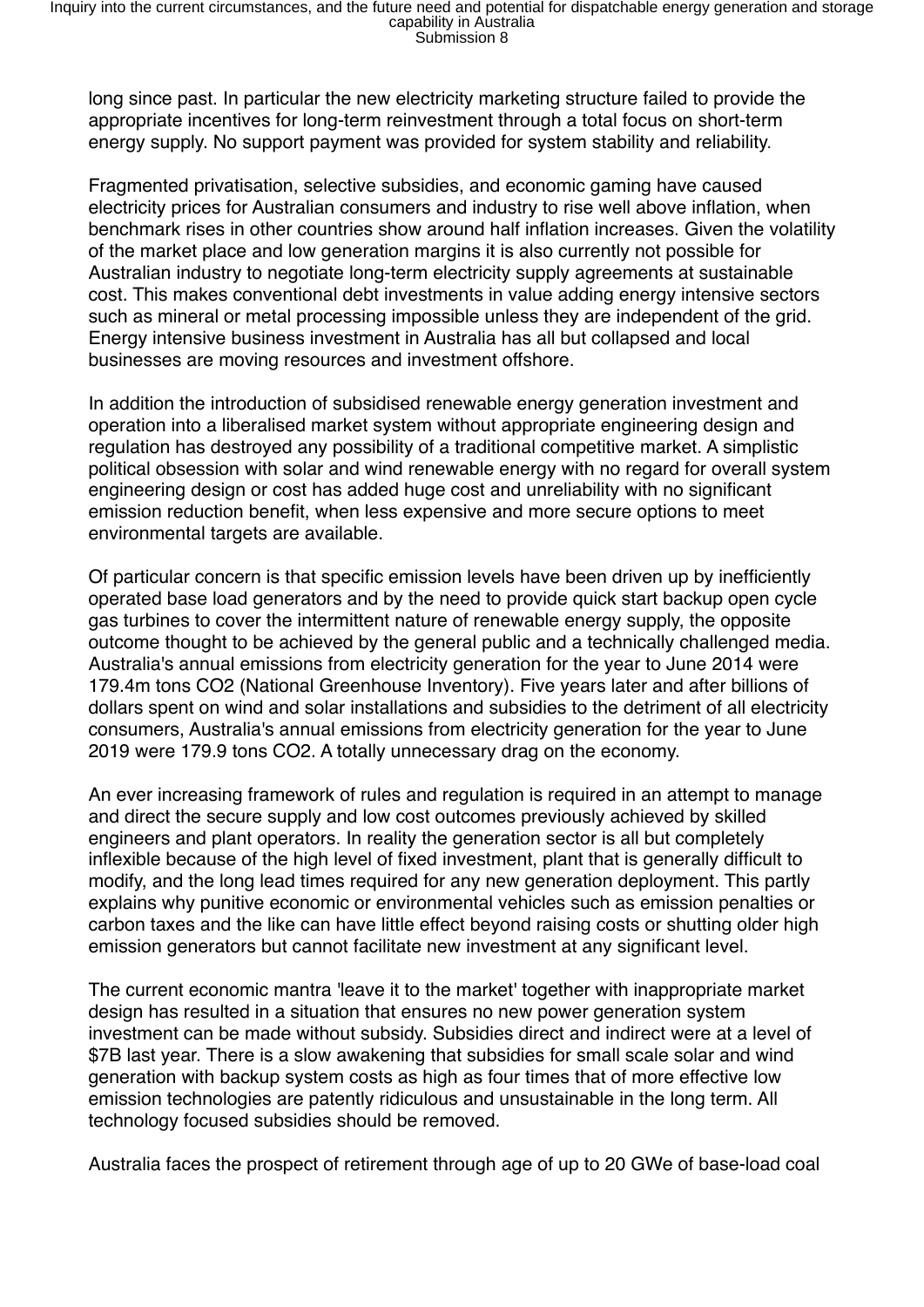long since past. In particular the new electricity marketing structure failed to provide the appropriate incentives for long-term reinvestment through a total focus on short-term energy supply. No support payment was provided for system stability and reliability.

Fragmented privatisation, selective subsidies, and economic gaming have caused electricity prices for Australian consumers and industry to rise well above inflation, when benchmark rises in other countries show around half inflation increases. Given the volatility of the market place and low generation margins it is also currently not possible for Australian industry to negotiate long-term electricity supply agreements at sustainable cost. This makes conventional debt investments in value adding energy intensive sectors such as mineral or metal processing impossible unless they are independent of the grid. Energy intensive business investment in Australia has all but collapsed and local businesses are moving resources and investment offshore.

In addition the introduction of subsidised renewable energy generation investment and operation into a liberalised market system without appropriate engineering design and regulation has destroyed any possibility of a traditional competitive market. A simplistic political obsession with solar and wind renewable energy with no regard for overall system engineering design or cost has added huge cost and unreliability with no significant emission reduction benefit, when less expensive and more secure options to meet environmental targets are available.

Of particular concern is that specific emission levels have been driven up by inefficiently operated base load generators and by the need to provide quick start backup open cycle gas turbines to cover the intermittent nature of renewable energy supply, the opposite outcome thought to be achieved by the general public and a technically challenged media. Australia's annual emissions from electricity generation for the year to June 2014 were 179.4m tons $CO_2$ (National Greenhouse Inventory). Five years later and after billions of dollars spent on wind and solar installations and subsidies to the detriment of all electricity consumers, Australia's annual emissions from electricity generation for the year to June 2019 were 179.9 tons $CO_2$. A totally unnecessary drag on the economy.

An ever increasing framework of rules and regulation is required in an attempt to manage and direct the secure supply and low cost outcomes previously achieved by skilled engineers and plant operators. In reality the generation sector is all but completely inflexible because of the high level of fixed investment, plant that is generally difficult to modify, and the long lead times required for any new generation deployment. This partly explains why punitive economic or environmental vehicles such as emission penalties or carbon taxes and the like can have little effect beyond raising costs or shutting older high emission generators but cannot facilitate new investment at any significant level.

The current economic mantra 'leave it to the market' together with inappropriate market design has resulted in a situation that ensures no new power generation system investment can be made without subsidy. Subsidies direct and indirect were at a level of $7B last year. There is a slow awakening that subsidies for small scale solar and wind generation with backup system costs as high as four times that of more effective low emission technologies are patently ridiculous and unsustainable in the long term. All technology focused subsidies should be removed.

Australia faces the prospect of retirement through age of up to 20 GWe of base-load coal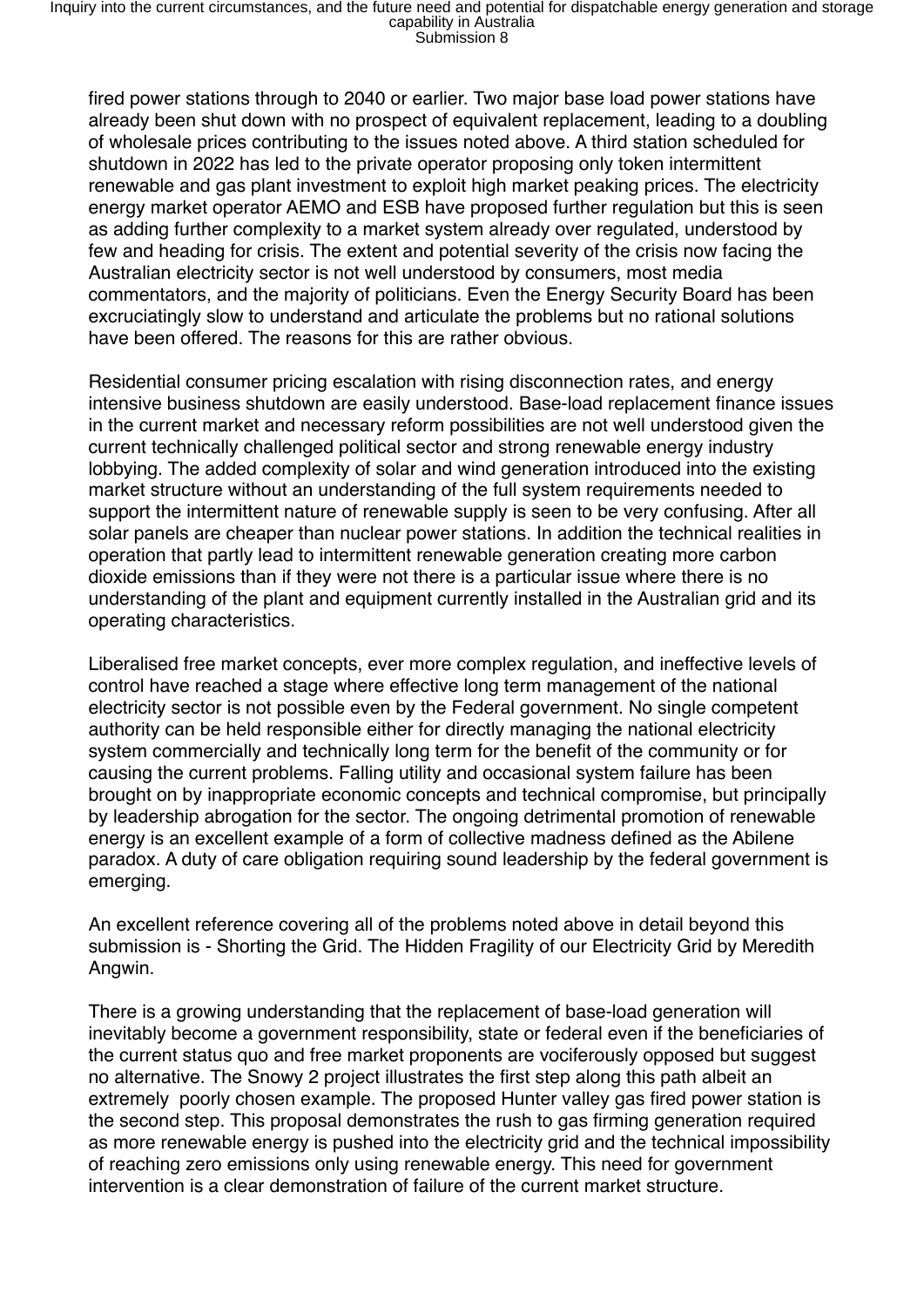fired power stations through to 2040 or earlier. Two major base load power stations have already been shut down with no prospect of equivalent replacement, leading to a doubling of wholesale prices contributing to the issues noted above. A third station scheduled for shutdown in 2022 has led to the private operator proposing only token intermittent renewable and gas plant investment to exploit high market peaking prices. The electricity energy market operator AEMO and ESB have proposed further regulation but this is seen as adding further complexity to a market system already over regulated, understood by few and heading for crisis. The extent and potential severity of the crisis now facing the Australian electricity sector is not well understood by consumers, most media commentators, and the majority of politicians. Even the Energy Security Board has been excruciatingly slow to understand and articulate the problems but no rational solutions have been offered. The reasons for this are rather obvious.

Residential consumer pricing escalation with rising disconnection rates, and energy intensive business shutdown are easily understood. Base-load replacement finance issues in the current market and necessary reform possibilities are not well understood given the current technically challenged political sector and strong renewable energy industry lobbying. The added complexity of solar and wind generation introduced into the existing market structure without an understanding of the full system requirements needed to support the intermittent nature of renewable supply is seen to be very confusing. After all solar panels are cheaper than nuclear power stations. In addition the technical realities in operation that partly lead to intermittent renewable generation creating more carbon dioxide emissions than if they were not there is a particular issue where there is no understanding of the plant and equipment currently installed in the Australian grid and its operating characteristics.

Liberalised free market concepts, ever more complex regulation, and ineffective levels of control have reached a stage where effective long term management of the national electricity sector is not possible even by the Federal government. No single competent authority can be held responsible either for directly managing the national electricity system commercially and technically long term for the benefit of the community or for causing the current problems. Falling utility and occasional system failure has been brought on by inappropriate economic concepts and technical compromise, but principally by leadership abrogation for the sector. The ongoing detrimental promotion of renewable energy is an excellent example of a form of collective madness defined as the Abilene paradox. A duty of care obligation requiring sound leadership by the federal government is emerging.

An excellent reference covering all of the problems noted above in detail beyond this submission is - Shorting the Grid. The Hidden Fragility of our Electricity Grid by Meredith Angwin.

There is a growing understanding that the replacement of base-load generation will inevitably become a government responsibility, state or federal even if the beneficiaries of the current status quo and free market proponents are vociferously opposed but suggest no alternative. The Snowy 2 project illustrates the first step along this path albeit an extremely poorly chosen example. The proposed Hunter valley gas fired power station is the second step. This proposal demonstrates the rush to gas firming generation required as more renewable energy is pushed into the electricity grid and the technical impossibility of reaching zero emissions only using renewable energy. This need for government intervention is a clear demonstration of failure of the current market structure.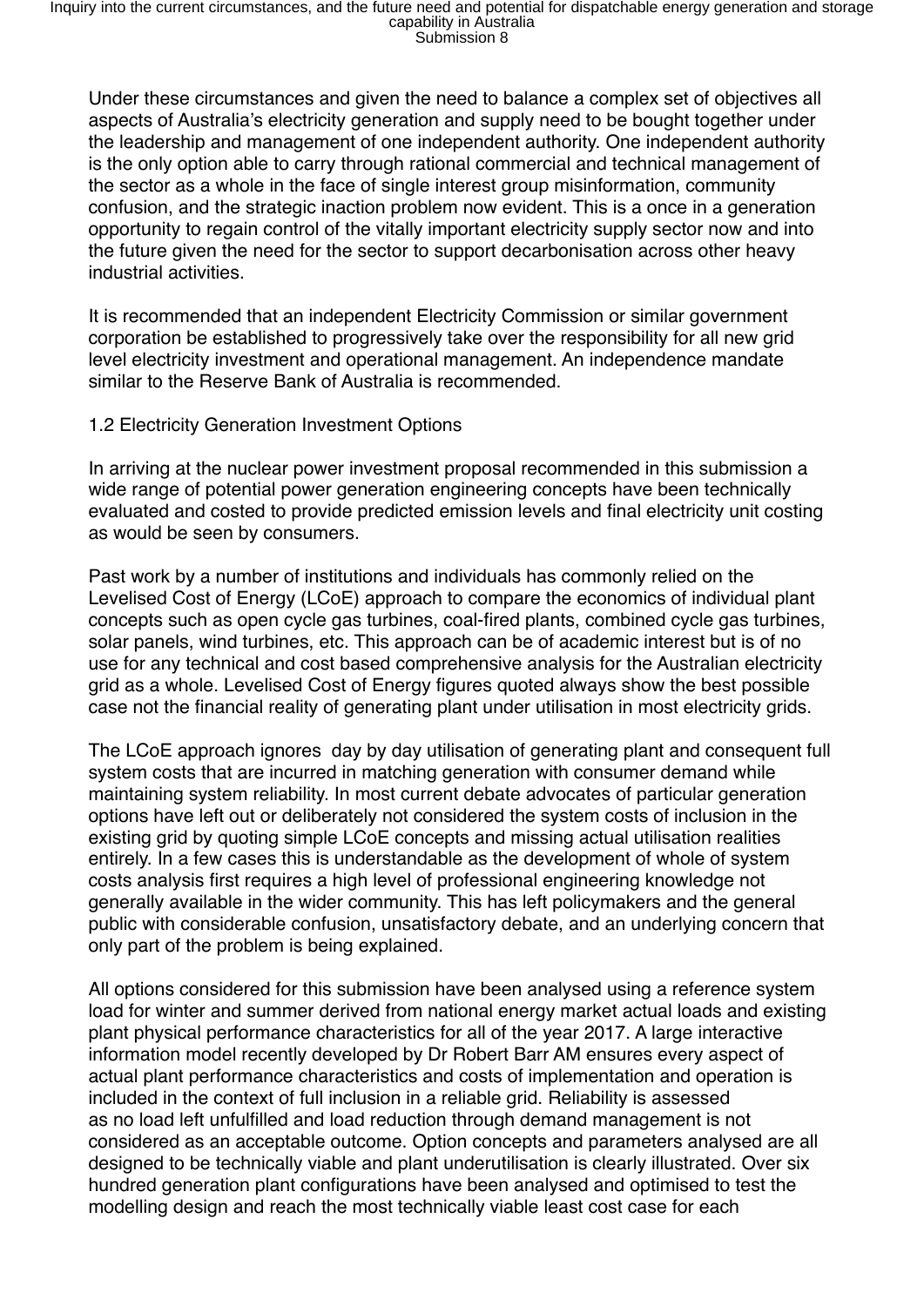Under these circumstances and given the need to balance a complex set of objectives all aspects of Australia's electricity generation and supply need to be bought together under the leadership and management of one independent authority. One independent authority is the only option able to carry through rational commercial and technical management of the sector as a whole in the face of single interest group misinformation, community confusion, and the strategic inaction problem now evident. This is a once in a generation opportunity to regain control of the vitally important electricity supply sector now and into the future given the need for the sector to support decarbonisation across other heavy industrial activities.

It is recommended that an independent Electricity Commission or similar government corporation be established to progressively take over the responsibility for all new grid level electricity investment and operational management. An independence mandate similar to the Reserve Bank of Australia is recommended.

### 1.2 Electricity Generation Investment Options

In arriving at the nuclear power investment proposal recommended in this submission a wide range of potential power generation engineering concepts have been technically evaluated and costed to provide predicted emission levels and final electricity unit costing as would be seen by consumers.

Past work by a number of institutions and individuals has commonly relied on the Levelised Cost of Energy (LCoE) approach to compare the economics of individual plant concepts such as open cycle gas turbines, coal-fired plants, combined cycle gas turbines, solar panels, wind turbines, etc. This approach can be of academic interest but is of no use for any technical and cost based comprehensive analysis for the Australian electricity grid as a whole. Levelised Cost of Energy figures quoted always show the best possible case not the financial reality of generating plant under utilisation in most electricity grids.

The LCoE approach ignores day by day utilisation of generating plant and consequent full system costs that are incurred in matching generation with consumer demand while maintaining system reliability. In most current debate advocates of particular generation options have left out or deliberately not considered the system costs of inclusion in the existing grid by quoting simple LCoE concepts and missing actual utilisation realities entirely. In a few cases this is understandable as the development of whole of system costs analysis first requires a high level of professional engineering knowledge not generally available in the wider community. This has left policymakers and the general public with considerable confusion, unsatisfactory debate, and an underlying concern that only part of the problem is being explained.

All options considered for this submission have been analysed using a reference system load for winter and summer derived from national energy market actual loads and existing plant physical performance characteristics for all of the year 2017. A large interactive information model recently developed by Dr Robert Barr AM ensures every aspect of actual plant performance characteristics and costs of implementation and operation is included in the context of full inclusion in a reliable grid. Reliability is assessed as no load left unfulfilled and load reduction through demand management is not considered as an acceptable outcome. Option concepts and parameters analysed are all designed to be technically viable and plant underutilisation is clearly illustrated. Over six hundred generation plant configurations have been analysed and optimised to test the modelling design and reach the most technically viable least cost case for each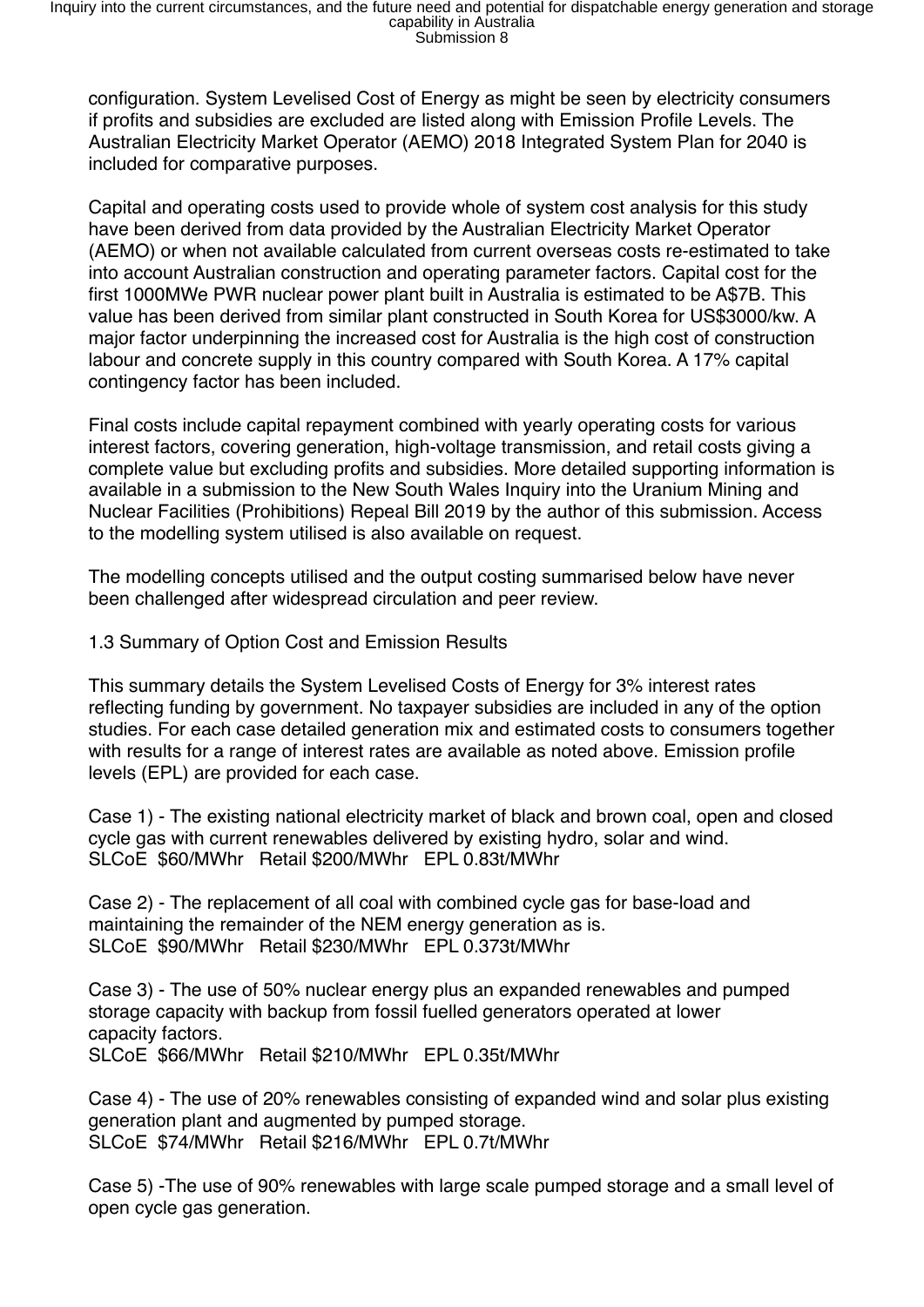configuration. System Levelised Cost of Energy as might be seen by electricity consumers if profits and subsidies are excluded are listed along with Emission Profile Levels. The Australian Electricity Market Operator (AEMO) 2018 Integrated System Plan for 2040 is included for comparative purposes.

Capital and operating costs used to provide whole of system cost analysis for this study have been derived from data provided by the Australian Electricity Market Operator (AEMO) or when not available calculated from current overseas costs re-estimated to take into account Australian construction and operating parameter factors. Capital cost for the first 1000MWe PWR nuclear power plant built in Australia is estimated to be A$7B. This value has been derived from similar plant constructed in South Korea for US$3000/kw. A major factor underpinning the increased cost for Australia is the high cost of construction labour and concrete supply in this country compared with South Korea. A 17% capital contingency factor has been included.

Final costs include capital repayment combined with yearly operating costs for various interest factors, covering generation, high-voltage transmission, and retail costs giving a complete value but excluding profits and subsidies. More detailed supporting information is available in a submission to the New South Wales Inquiry into the Uranium Mining and Nuclear Facilities (Prohibitions) Repeal Bill 2019 by the author of this submission. Access to the modelling system utilised is also available on request.

The modelling concepts utilised and the output costing summarised below have never been challenged after widespread circulation and peer review.

### 1.3 Summary of Option Cost and Emission Results

This summary details the System Levelised Costs of Energy for 3% interest rates reflecting funding by government. No taxpayer subsidies are included in any of the option studies. For each case detailed generation mix and estimated costs to consumers together with results for a range of interest rates are available as noted above. Emission profile levels (EPL) are provided for each case.

Case 1) - The existing national electricity market of black and brown coal, open and closed cycle gas with current renewables delivered by existing hydro, solar and wind.
SLCoE $60/MWhr Retail $200/MWhr EPL 0.83t/MWhr

Case 2) - The replacement of all coal with combined cycle gas for base-load and maintaining the remainder of the NEM energy generation as is.
SLCoE $90/MWhr Retail $230/MWhr EPL 0.373t/MWhr

Case 3) - The use of 50% nuclear energy plus an expanded renewables and pumped storage capacity with backup from fossil fuelled generators operated at lower capacity factors.
SLCoE $66/MWhr Retail $210/MWhr EPL 0.35t/MWhr

Case 4) - The use of 20% renewables consisting of expanded wind and solar plus existing generation plant and augmented by pumped storage.
SLCoE $74/MWhr Retail $216/MWhr EPL 0.7t/MWhr

Case 5) -The use of 90% renewables with large scale pumped storage and a small level of open cycle gas generation.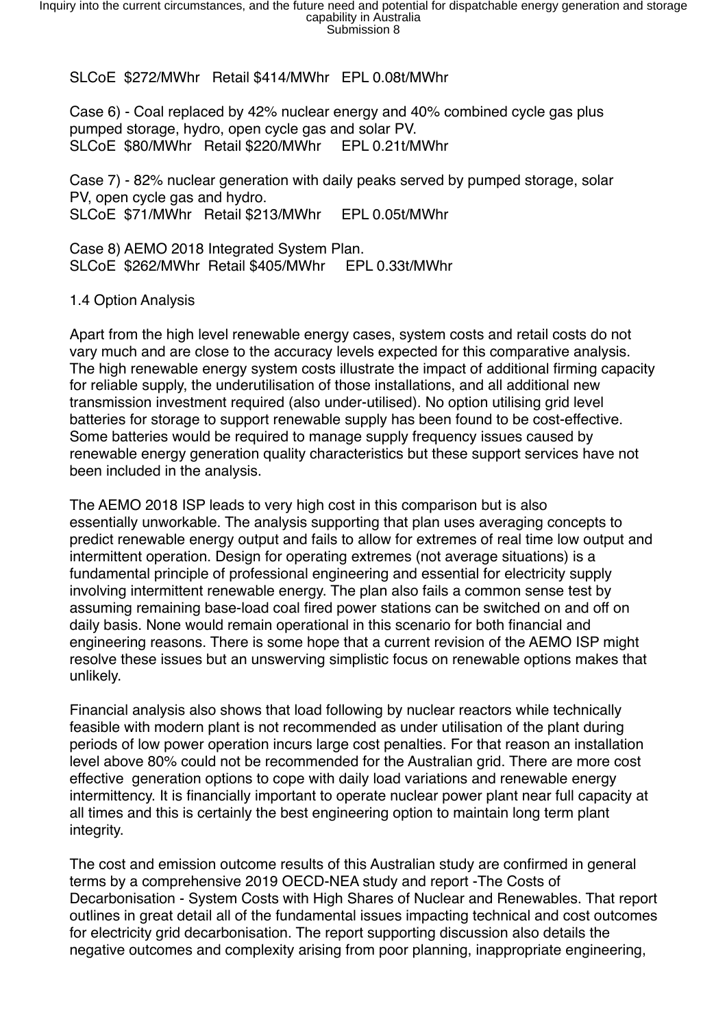SLCoE $272/MWhr Retail $414/MWhr EPL 0.08t/MWhr

Case 6) - Coal replaced by 42% nuclear energy and 40% combined cycle gas plus pumped storage, hydro, open cycle gas and solar PV.
SLCoE $80/MWhr Retail $220/MWhr EPL 0.21t/MWhr

Case 7) - 82% nuclear generation with daily peaks served by pumped storage, solar PV, open cycle gas and hydro.
SLCoE $71/MWhr Retail $213/MWhr EPL 0.05t/MWhr

Case 8) AEMO 2018 Integrated System Plan.
SLCoE $262/MWhr Retail $405/MWhr EPL 0.33t/MWhr

## 1.4 Option Analysis

Apart from the high level renewable energy cases, system costs and retail costs do not vary much and are close to the accuracy levels expected for this comparative analysis. The high renewable energy system costs illustrate the impact of additional firming capacity for reliable supply, the underutilisation of those installations, and all additional new transmission investment required (also under-utilised). No option utilising grid level batteries for storage to support renewable supply has been found to be cost-effective. Some batteries would be required to manage supply frequency issues caused by renewable energy generation quality characteristics but these support services have not been included in the analysis.

The AEMO 2018 ISP leads to very high cost in this comparison but is also essentially unworkable. The analysis supporting that plan uses averaging concepts to predict renewable energy output and fails to allow for extremes of real time low output and intermittent operation. Design for operating extremes (not average situations) is a fundamental principle of professional engineering and essential for electricity supply involving intermittent renewable energy. The plan also fails a common sense test by assuming remaining base-load coal fired power stations can be switched on and off on daily basis. None would remain operational in this scenario for both financial and engineering reasons. There is some hope that a current revision of the AEMO ISP might resolve these issues but an unswerving simplistic focus on renewable options makes that unlikely.

Financial analysis also shows that load following by nuclear reactors while technically feasible with modern plant is not recommended as under utilisation of the plant during periods of low power operation incurs large cost penalties. For that reason an installation level above 80% could not be recommended for the Australian grid. There are more cost effective generation options to cope with daily load variations and renewable energy intermittency. It is financially important to operate nuclear power plant near full capacity at all times and this is certainly the best engineering option to maintain long term plant integrity.

The cost and emission outcome results of this Australian study are confirmed in general terms by a comprehensive 2019 OECD-NEA study and report -The Costs of Decarbonisation - System Costs with High Shares of Nuclear and Renewables. That report outlines in great detail all of the fundamental issues impacting technical and cost outcomes for electricity grid decarbonisation. The report supporting discussion also details the negative outcomes and complexity arising from poor planning, inappropriate engineering,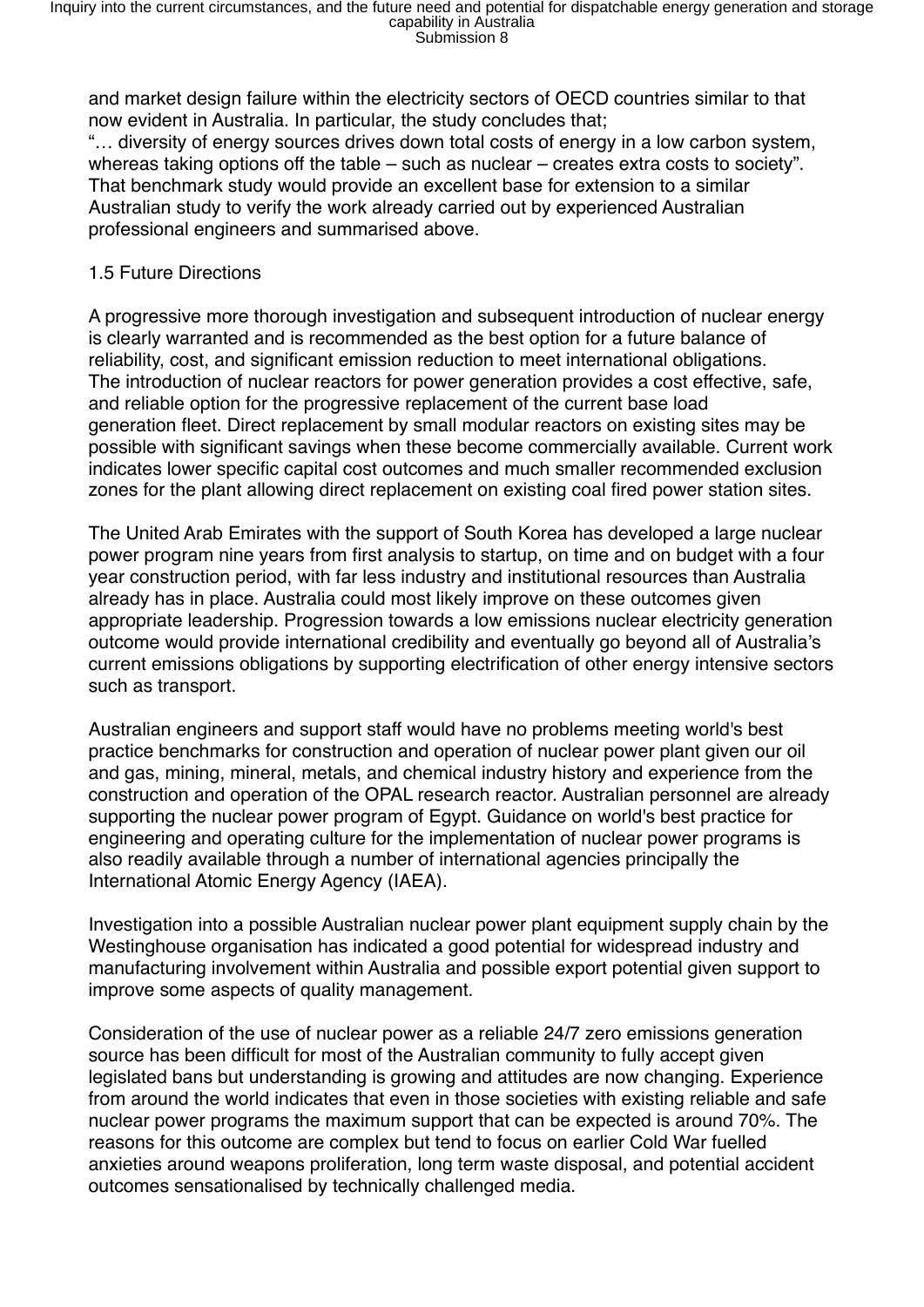and market design failure within the electricity sectors of OECD countries similar to that now evident in Australia. In particular, the study concludes that;
"… diversity of energy sources drives down total costs of energy in a low carbon system, whereas taking options off the table – such as nuclear – creates extra costs to society". That benchmark study would provide an excellent base for extension to a similar Australian study to verify the work already carried out by experienced Australian professional engineers and summarised above.

### 1.5 Future Directions

A progressive more thorough investigation and subsequent introduction of nuclear energy is clearly warranted and is recommended as the best option for a future balance of reliability, cost, and significant emission reduction to meet international obligations. The introduction of nuclear reactors for power generation provides a cost effective, safe, and reliable option for the progressive replacement of the current base load generation fleet. Direct replacement by small modular reactors on existing sites may be possible with significant savings when these become commercially available. Current work indicates lower specific capital cost outcomes and much smaller recommended exclusion zones for the plant allowing direct replacement on existing coal fired power station sites.

The United Arab Emirates with the support of South Korea has developed a large nuclear power program nine years from first analysis to startup, on time and on budget with a four year construction period, with far less industry and institutional resources than Australia already has in place. Australia could most likely improve on these outcomes given appropriate leadership. Progression towards a low emissions nuclear electricity generation outcome would provide international credibility and eventually go beyond all of Australia's current emissions obligations by supporting electrification of other energy intensive sectors such as transport.

Australian engineers and support staff would have no problems meeting world's best practice benchmarks for construction and operation of nuclear power plant given our oil and gas, mining, mineral, metals, and chemical industry history and experience from the construction and operation of the OPAL research reactor. Australian personnel are already supporting the nuclear power program of Egypt. Guidance on world's best practice for engineering and operating culture for the implementation of nuclear power programs is also readily available through a number of international agencies principally the International Atomic Energy Agency (IAEA).

Investigation into a possible Australian nuclear power plant equipment supply chain by the Westinghouse organisation has indicated a good potential for widespread industry and manufacturing involvement within Australia and possible export potential given support to improve some aspects of quality management.

Consideration of the use of nuclear power as a reliable 24/7 zero emissions generation source has been difficult for most of the Australian community to fully accept given legislated bans but understanding is growing and attitudes are now changing. Experience from around the world indicates that even in those societies with existing reliable and safe nuclear power programs the maximum support that can be expected is around 70%. The reasons for this outcome are complex but tend to focus on earlier Cold War fuelled anxieties around weapons proliferation, long term waste disposal, and potential accident outcomes sensationalised by technically challenged media.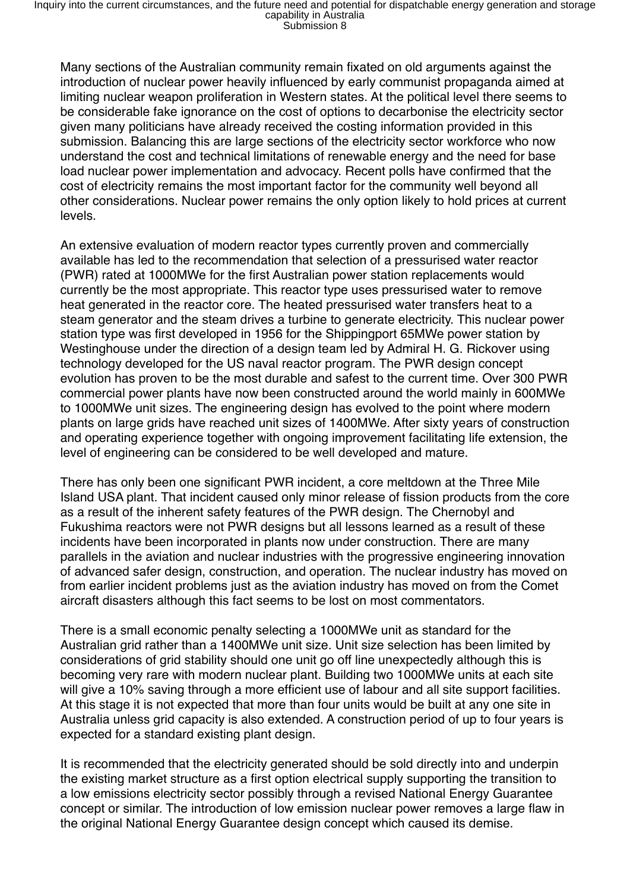Many sections of the Australian community remain fixated on old arguments against the introduction of nuclear power heavily influenced by early communist propaganda aimed at limiting nuclear weapon proliferation in Western states. At the political level there seems to be considerable fake ignorance on the cost of options to decarbonise the electricity sector given many politicians have already received the costing information provided in this submission. Balancing this are large sections of the electricity sector workforce who now understand the cost and technical limitations of renewable energy and the need for base load nuclear power implementation and advocacy. Recent polls have confirmed that the cost of electricity remains the most important factor for the community well beyond all other considerations. Nuclear power remains the only option likely to hold prices at current levels.

An extensive evaluation of modern reactor types currently proven and commercially available has led to the recommendation that selection of a pressurised water reactor (PWR) rated at 1000MWe for the first Australian power station replacements would currently be the most appropriate. This reactor type uses pressurised water to remove heat generated in the reactor core. The heated pressurised water transfers heat to a steam generator and the steam drives a turbine to generate electricity. This nuclear power station type was first developed in 1956 for the Shippingport 65MWe power station by Westinghouse under the direction of a design team led by Admiral H. G. Rickover using technology developed for the US naval reactor program. The PWR design concept evolution has proven to be the most durable and safest to the current time. Over 300 PWR commercial power plants have now been constructed around the world mainly in 600MWe to 1000MWe unit sizes. The engineering design has evolved to the point where modern plants on large grids have reached unit sizes of 1400MWe. After sixty years of construction and operating experience together with ongoing improvement facilitating life extension, the level of engineering can be considered to be well developed and mature.

There has only been one significant PWR incident, a core meltdown at the Three Mile Island USA plant. That incident caused only minor release of fission products from the core as a result of the inherent safety features of the PWR design. The Chernobyl and Fukushima reactors were not PWR designs but all lessons learned as a result of these incidents have been incorporated in plants now under construction. There are many parallels in the aviation and nuclear industries with the progressive engineering innovation of advanced safer design, construction, and operation. The nuclear industry has moved on from earlier incident problems just as the aviation industry has moved on from the Comet aircraft disasters although this fact seems to be lost on most commentators.

There is a small economic penalty selecting a 1000MWe unit as standard for the Australian grid rather than a 1400MWe unit size. Unit size selection has been limited by considerations of grid stability should one unit go off line unexpectedly although this is becoming very rare with modern nuclear plant. Building two 1000MWe units at each site will give a 10% saving through a more efficient use of labour and all site support facilities. At this stage it is not expected that more than four units would be built at any one site in Australia unless grid capacity is also extended. A construction period of up to four years is expected for a standard existing plant design.

It is recommended that the electricity generated should be sold directly into and underpin the existing market structure as a first option electrical supply supporting the transition to a low emissions electricity sector possibly through a revised National Energy Guarantee concept or similar. The introduction of low emission nuclear power removes a large flaw in the original National Energy Guarantee design concept which caused its demise.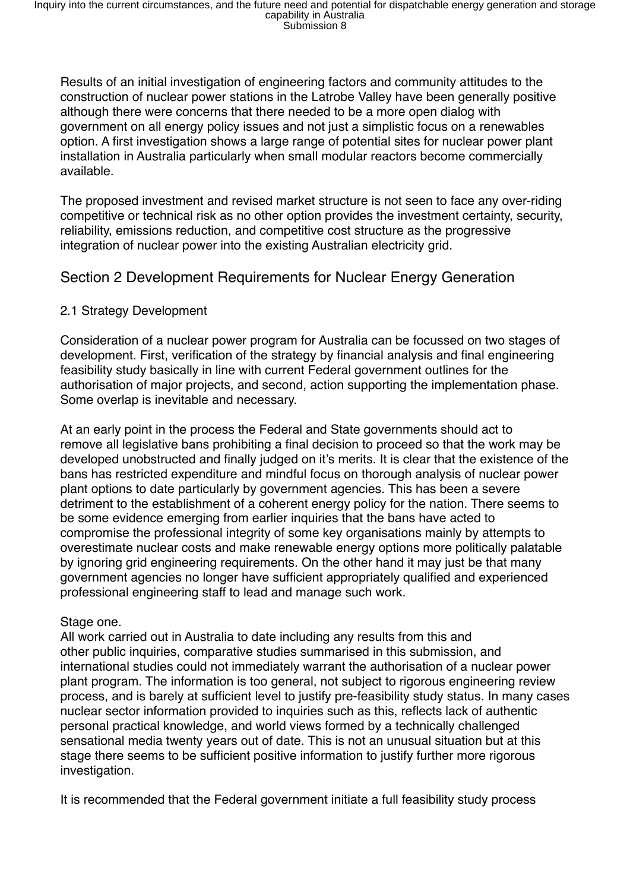Results of an initial investigation of engineering factors and community attitudes to the construction of nuclear power stations in the Latrobe Valley have been generally positive although there were concerns that there needed to be a more open dialog with government on all energy policy issues and not just a simplistic focus on a renewables option. A first investigation shows a large range of potential sites for nuclear power plant installation in Australia particularly when small modular reactors become commercially available.

The proposed investment and revised market structure is not seen to face any over-riding competitive or technical risk as no other option provides the investment certainty, security, reliability, emissions reduction, and competitive cost structure as the progressive integration of nuclear power into the existing Australian electricity grid.

## Section 2 Development Requirements for Nuclear Energy Generation

### 2.1 Strategy Development

Consideration of a nuclear power program for Australia can be focussed on two stages of development. First, verification of the strategy by financial analysis and final engineering feasibility study basically in line with current Federal government outlines for the authorisation of major projects, and second, action supporting the implementation phase. Some overlap is inevitable and necessary.

At an early point in the process the Federal and State governments should act to remove all legislative bans prohibiting a final decision to proceed so that the work may be developed unobstructed and finally judged on it's merits. It is clear that the existence of the bans has restricted expenditure and mindful focus on thorough analysis of nuclear power plant options to date particularly by government agencies. This has been a severe detriment to the establishment of a coherent energy policy for the nation. There seems to be some evidence emerging from earlier inquiries that the bans have acted to compromise the professional integrity of some key organisations mainly by attempts to overestimate nuclear costs and make renewable energy options more politically palatable by ignoring grid engineering requirements. On the other hand it may just be that many government agencies no longer have sufficient appropriately qualified and experienced professional engineering staff to lead and manage such work.

Stage one.
All work carried out in Australia to date including any results from this and other public inquiries, comparative studies summarised in this submission, and international studies could not immediately warrant the authorisation of a nuclear power plant program. The information is too general, not subject to rigorous engineering review process, and is barely at sufficient level to justify pre-feasibility study status. In many cases nuclear sector information provided to inquiries such as this, reflects lack of authentic personal practical knowledge, and world views formed by a technically challenged sensational media twenty years out of date. This is not an unusual situation but at this stage there seems to be sufficient positive information to justify further more rigorous investigation.

It is recommended that the Federal government initiate a full feasibility study process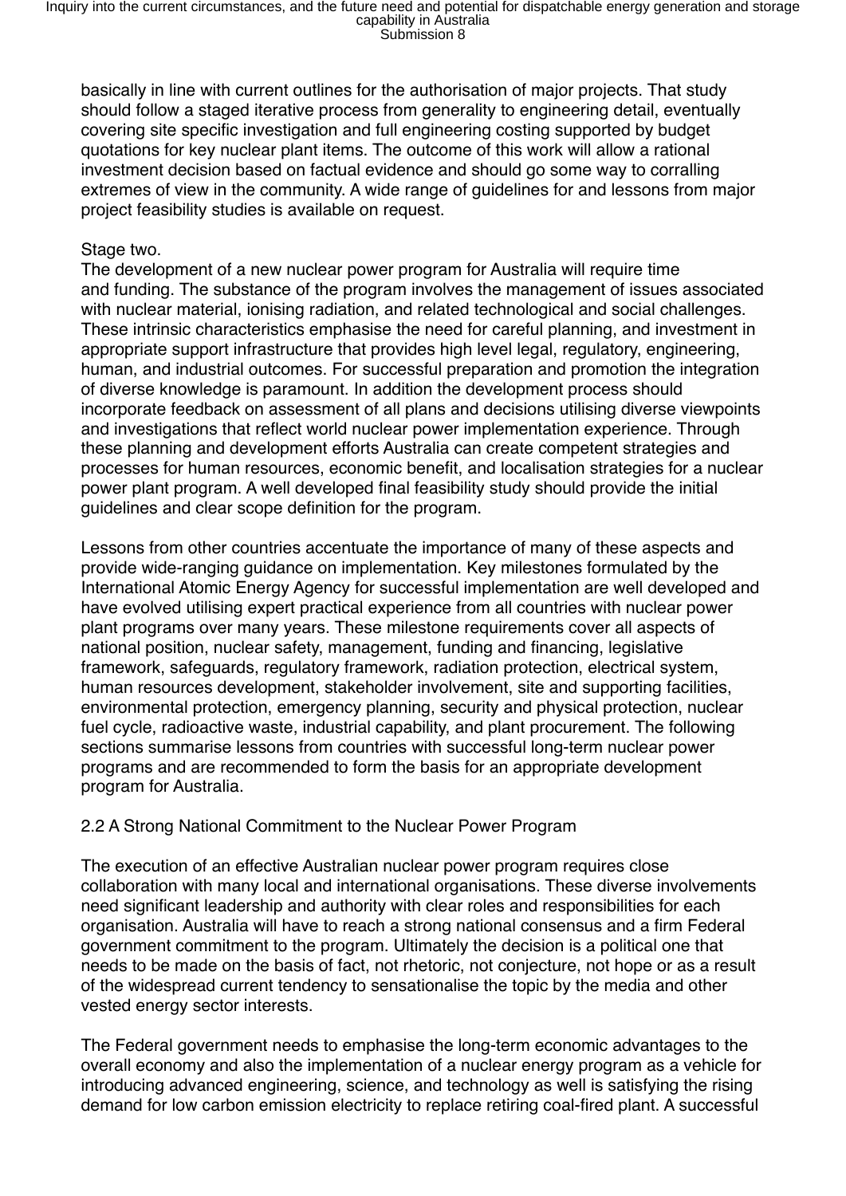basically in line with current outlines for the authorisation of major projects. That study should follow a staged iterative process from generality to engineering detail, eventually covering site specific investigation and full engineering costing supported by budget quotations for key nuclear plant items. The outcome of this work will allow a rational investment decision based on factual evidence and should go some way to corralling extremes of view in the community. A wide range of guidelines for and lessons from major project feasibility studies is available on request.

Stage two.

The development of a new nuclear power program for Australia will require time and funding. The substance of the program involves the management of issues associated with nuclear material, ionising radiation, and related technological and social challenges. These intrinsic characteristics emphasise the need for careful planning, and investment in appropriate support infrastructure that provides high level legal, regulatory, engineering, human, and industrial outcomes. For successful preparation and promotion the integration of diverse knowledge is paramount. In addition the development process should incorporate feedback on assessment of all plans and decisions utilising diverse viewpoints and investigations that reflect world nuclear power implementation experience. Through these planning and development efforts Australia can create competent strategies and processes for human resources, economic benefit, and localisation strategies for a nuclear power plant program. A well developed final feasibility study should provide the initial guidelines and clear scope definition for the program.

Lessons from other countries accentuate the importance of many of these aspects and provide wide-ranging guidance on implementation. Key milestones formulated by the International Atomic Energy Agency for successful implementation are well developed and have evolved utilising expert practical experience from all countries with nuclear power plant programs over many years. These milestone requirements cover all aspects of national position, nuclear safety, management, funding and financing, legislative framework, safeguards, regulatory framework, radiation protection, electrical system, human resources development, stakeholder involvement, site and supporting facilities, environmental protection, emergency planning, security and physical protection, nuclear fuel cycle, radioactive waste, industrial capability, and plant procurement. The following sections summarise lessons from countries with successful long-term nuclear power programs and are recommended to form the basis for an appropriate development program for Australia.

## 2.2 A Strong National Commitment to the Nuclear Power Program

The execution of an effective Australian nuclear power program requires close collaboration with many local and international organisations. These diverse involvements need significant leadership and authority with clear roles and responsibilities for each organisation. Australia will have to reach a strong national consensus and a firm Federal government commitment to the program. Ultimately the decision is a political one that needs to be made on the basis of fact, not rhetoric, not conjecture, not hope or as a result of the widespread current tendency to sensationalise the topic by the media and other vested energy sector interests.

The Federal government needs to emphasise the long-term economic advantages to the overall economy and also the implementation of a nuclear energy program as a vehicle for introducing advanced engineering, science, and technology as well is satisfying the rising demand for low carbon emission electricity to replace retiring coal-fired plant. A successful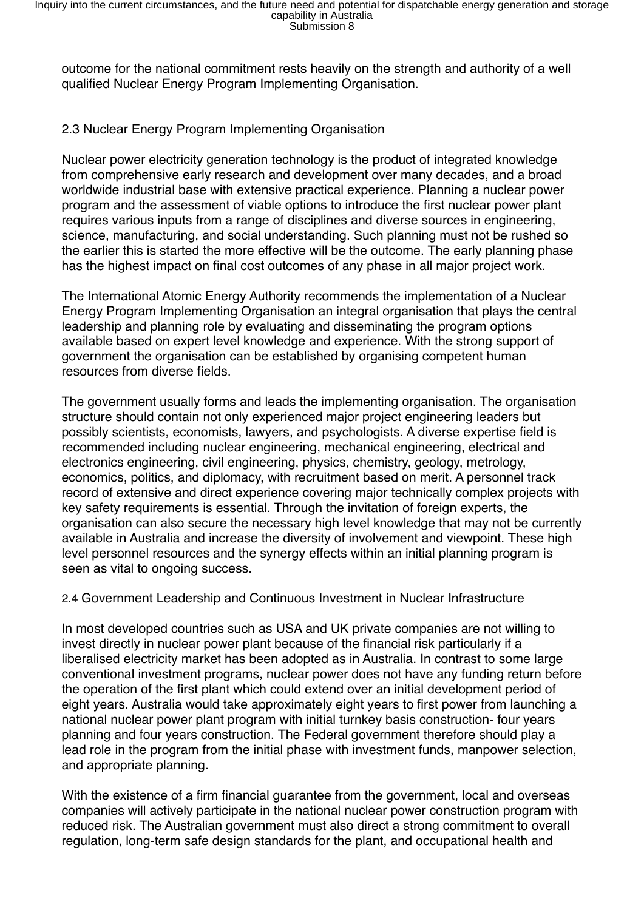outcome for the national commitment rests heavily on the strength and authority of a well qualified Nuclear Energy Program Implementing Organisation.

## 2.3 Nuclear Energy Program Implementing Organisation

Nuclear power electricity generation technology is the product of integrated knowledge from comprehensive early research and development over many decades, and a broad worldwide industrial base with extensive practical experience. Planning a nuclear power program and the assessment of viable options to introduce the first nuclear power plant requires various inputs from a range of disciplines and diverse sources in engineering, science, manufacturing, and social understanding. Such planning must not be rushed so the earlier this is started the more effective will be the outcome. The early planning phase has the highest impact on final cost outcomes of any phase in all major project work.

The International Atomic Energy Authority recommends the implementation of a Nuclear Energy Program Implementing Organisation an integral organisation that plays the central leadership and planning role by evaluating and disseminating the program options available based on expert level knowledge and experience. With the strong support of government the organisation can be established by organising competent human resources from diverse fields.

The government usually forms and leads the implementing organisation. The organisation structure should contain not only experienced major project engineering leaders but possibly scientists, economists, lawyers, and psychologists. A diverse expertise field is recommended including nuclear engineering, mechanical engineering, electrical and electronics engineering, civil engineering, physics, chemistry, geology, metrology, economics, politics, and diplomacy, with recruitment based on merit. A personnel track record of extensive and direct experience covering major technically complex projects with key safety requirements is essential. Through the invitation of foreign experts, the organisation can also secure the necessary high level knowledge that may not be currently available in Australia and increase the diversity of involvement and viewpoint. These high level personnel resources and the synergy effects within an initial planning program is seen as vital to ongoing success.

## 2.4 Government Leadership and Continuous Investment in Nuclear Infrastructure

In most developed countries such as USA and UK private companies are not willing to invest directly in nuclear power plant because of the financial risk particularly if a liberalised electricity market has been adopted as in Australia. In contrast to some large conventional investment programs, nuclear power does not have any funding return before the operation of the first plant which could extend over an initial development period of eight years. Australia would take approximately eight years to first power from launching a national nuclear power plant program with initial turnkey basis construction- four years planning and four years construction. The Federal government therefore should play a lead role in the program from the initial phase with investment funds, manpower selection, and appropriate planning.

With the existence of a firm financial guarantee from the government, local and overseas companies will actively participate in the national nuclear power construction program with reduced risk. The Australian government must also direct a strong commitment to overall regulation, long-term safe design standards for the plant, and occupational health and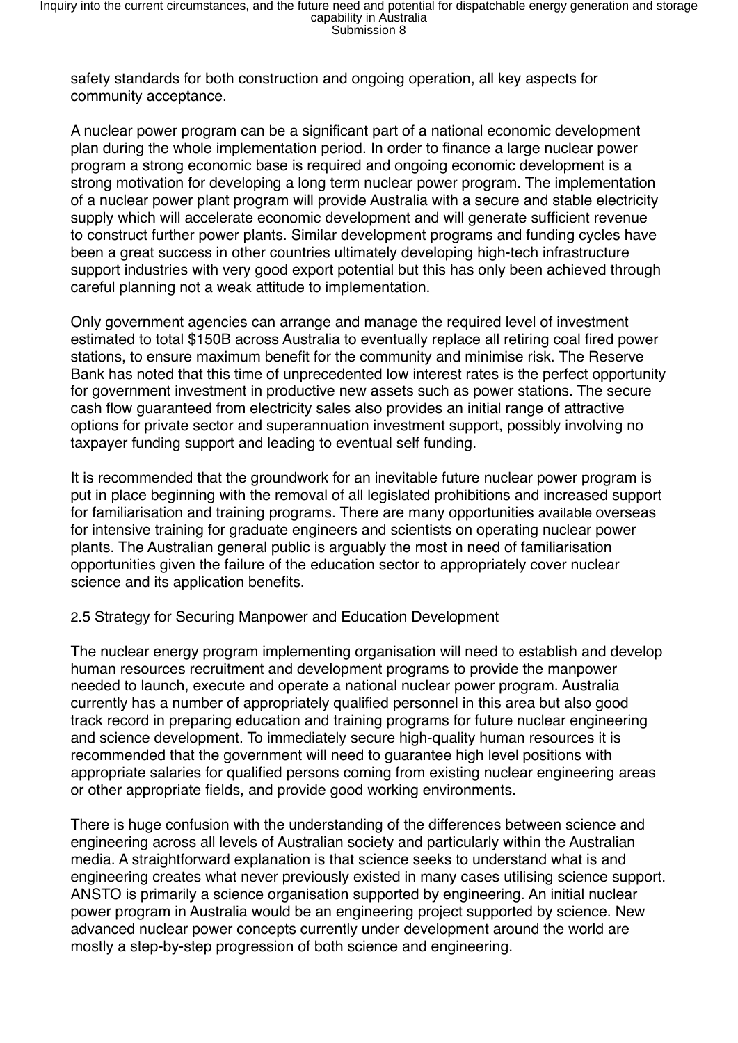safety standards for both construction and ongoing operation, all key aspects for community acceptance.

A nuclear power program can be a significant part of a national economic development plan during the whole implementation period. In order to finance a large nuclear power program a strong economic base is required and ongoing economic development is a strong motivation for developing a long term nuclear power program. The implementation of a nuclear power plant program will provide Australia with a secure and stable electricity supply which will accelerate economic development and will generate sufficient revenue to construct further power plants. Similar development programs and funding cycles have been a great success in other countries ultimately developing high-tech infrastructure support industries with very good export potential but this has only been achieved through careful planning not a weak attitude to implementation.

Only government agencies can arrange and manage the required level of investment estimated to total $150B across Australia to eventually replace all retiring coal fired power stations, to ensure maximum benefit for the community and minimise risk. The Reserve Bank has noted that this time of unprecedented low interest rates is the perfect opportunity for government investment in productive new assets such as power stations. The secure cash flow guaranteed from electricity sales also provides an initial range of attractive options for private sector and superannuation investment support, possibly involving no taxpayer funding support and leading to eventual self funding.

It is recommended that the groundwork for an inevitable future nuclear power program is put in place beginning with the removal of all legislated prohibitions and increased support for familiarisation and training programs. There are many opportunities available overseas for intensive training for graduate engineers and scientists on operating nuclear power plants. The Australian general public is arguably the most in need of familiarisation opportunities given the failure of the education sector to appropriately cover nuclear science and its application benefits.

2.5 Strategy for Securing Manpower and Education Development

The nuclear energy program implementing organisation will need to establish and develop human resources recruitment and development programs to provide the manpower needed to launch, execute and operate a national nuclear power program. Australia currently has a number of appropriately qualified personnel in this area but also good track record in preparing education and training programs for future nuclear engineering and science development. To immediately secure high-quality human resources it is recommended that the government will need to guarantee high level positions with appropriate salaries for qualified persons coming from existing nuclear engineering areas or other appropriate fields, and provide good working environments.

There is huge confusion with the understanding of the differences between science and engineering across all levels of Australian society and particularly within the Australian media. A straightforward explanation is that science seeks to understand what is and engineering creates what never previously existed in many cases utilising science support. ANSTO is primarily a science organisation supported by engineering. An initial nuclear power program in Australia would be an engineering project supported by science. New advanced nuclear power concepts currently under development around the world are mostly a step-by-step progression of both science and engineering.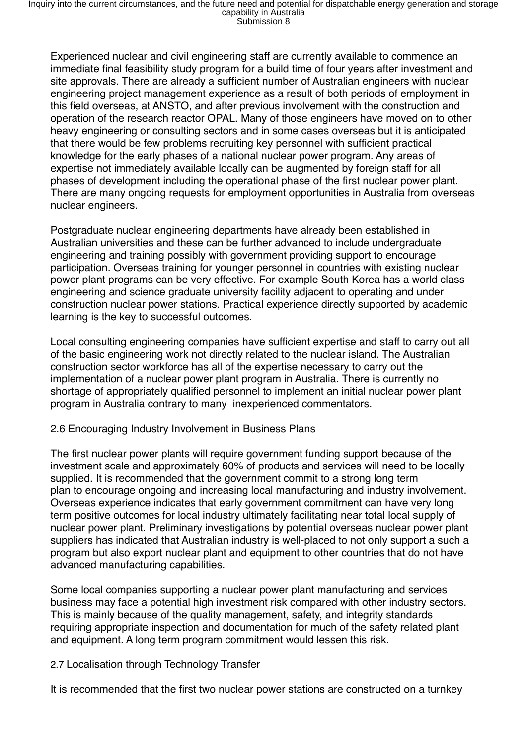Experienced nuclear and civil engineering staff are currently available to commence an immediate final feasibility study program for a build time of four years after investment and site approvals. There are already a sufficient number of Australian engineers with nuclear engineering project management experience as a result of both periods of employment in this field overseas, at ANSTO, and after previous involvement with the construction and operation of the research reactor OPAL. Many of those engineers have moved on to other heavy engineering or consulting sectors and in some cases overseas but it is anticipated that there would be few problems recruiting key personnel with sufficient practical knowledge for the early phases of a national nuclear power program. Any areas of expertise not immediately available locally can be augmented by foreign staff for all phases of development including the operational phase of the first nuclear power plant. There are many ongoing requests for employment opportunities in Australia from overseas nuclear engineers.

Postgraduate nuclear engineering departments have already been established in Australian universities and these can be further advanced to include undergraduate engineering and training possibly with government providing support to encourage participation. Overseas training for younger personnel in countries with existing nuclear power plant programs can be very effective. For example South Korea has a world class engineering and science graduate university facility adjacent to operating and under construction nuclear power stations. Practical experience directly supported by academic learning is the key to successful outcomes.

Local consulting engineering companies have sufficient expertise and staff to carry out all of the basic engineering work not directly related to the nuclear island. The Australian construction sector workforce has all of the expertise necessary to carry out the implementation of a nuclear power plant program in Australia. There is currently no shortage of appropriately qualified personnel to implement an initial nuclear power plant program in Australia contrary to many inexperienced commentators.

2.6 Encouraging Industry Involvement in Business Plans

The first nuclear power plants will require government funding support because of the investment scale and approximately 60% of products and services will need to be locally supplied. It is recommended that the government commit to a strong long term plan to encourage ongoing and increasing local manufacturing and industry involvement. Overseas experience indicates that early government commitment can have very long term positive outcomes for local industry ultimately facilitating near total local supply of nuclear power plant. Preliminary investigations by potential overseas nuclear power plant suppliers has indicated that Australian industry is well-placed to not only support a such a program but also export nuclear plant and equipment to other countries that do not have advanced manufacturing capabilities.

Some local companies supporting a nuclear power plant manufacturing and services business may face a potential high investment risk compared with other industry sectors. This is mainly because of the quality management, safety, and integrity standards requiring appropriate inspection and documentation for much of the safety related plant and equipment. A long term program commitment would lessen this risk.

2.7 Localisation through Technology Transfer

It is recommended that the first two nuclear power stations are constructed on a turnkey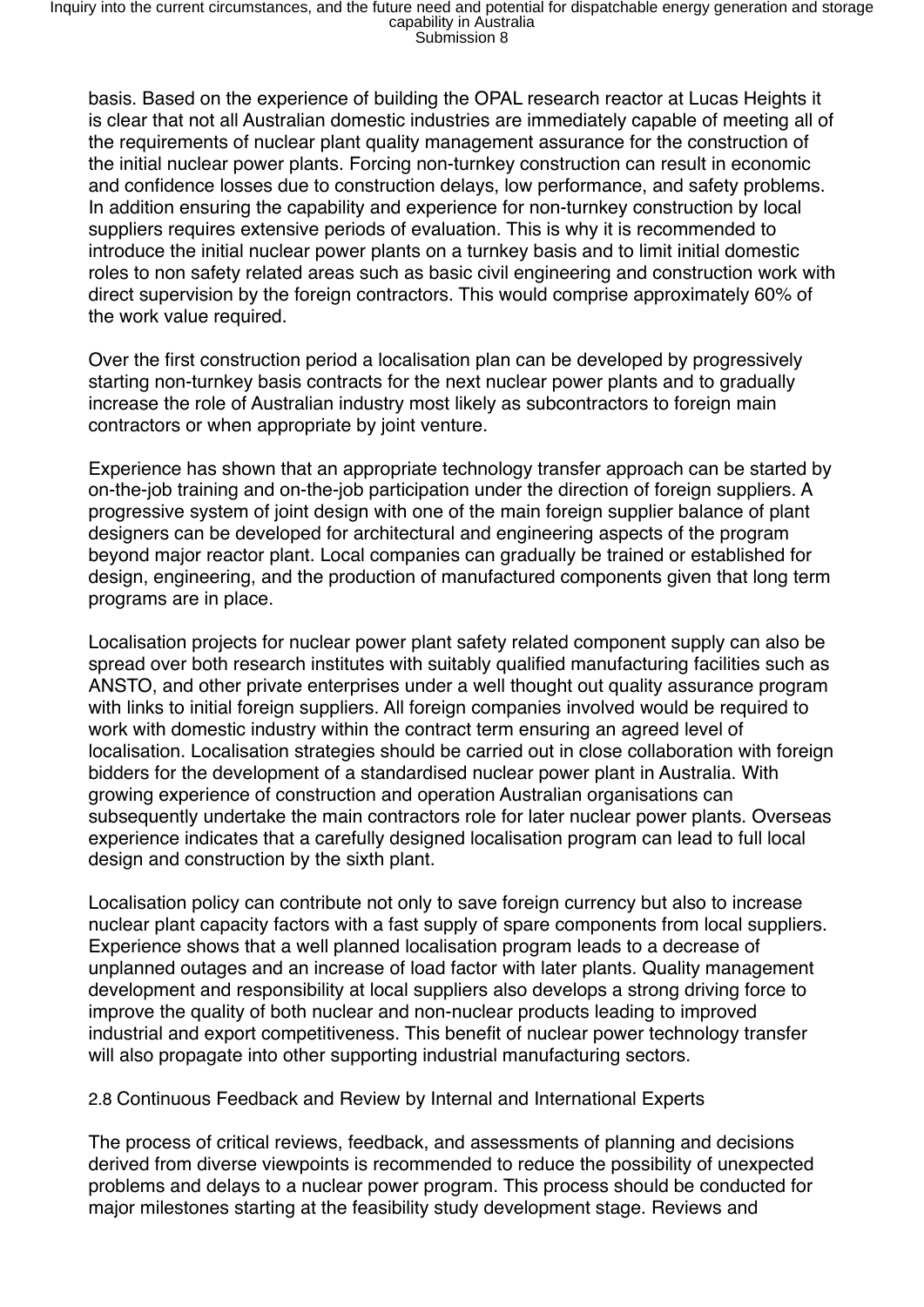basis. Based on the experience of building the OPAL research reactor at Lucas Heights it is clear that not all Australian domestic industries are immediately capable of meeting all of the requirements of nuclear plant quality management assurance for the construction of the initial nuclear power plants. Forcing non-turnkey construction can result in economic and confidence losses due to construction delays, low performance, and safety problems. In addition ensuring the capability and experience for non-turnkey construction by local suppliers requires extensive periods of evaluation. This is why it is recommended to introduce the initial nuclear power plants on a turnkey basis and to limit initial domestic roles to non safety related areas such as basic civil engineering and construction work with direct supervision by the foreign contractors. This would comprise approximately 60% of the work value required.

Over the first construction period a localisation plan can be developed by progressively starting non-turnkey basis contracts for the next nuclear power plants and to gradually increase the role of Australian industry most likely as subcontractors to foreign main contractors or when appropriate by joint venture.

Experience has shown that an appropriate technology transfer approach can be started by on-the-job training and on-the-job participation under the direction of foreign suppliers. A progressive system of joint design with one of the main foreign supplier balance of plant designers can be developed for architectural and engineering aspects of the program beyond major reactor plant. Local companies can gradually be trained or established for design, engineering, and the production of manufactured components given that long term programs are in place.

Localisation projects for nuclear power plant safety related component supply can also be spread over both research institutes with suitably qualified manufacturing facilities such as ANSTO, and other private enterprises under a well thought out quality assurance program with links to initial foreign suppliers. All foreign companies involved would be required to work with domestic industry within the contract term ensuring an agreed level of localisation. Localisation strategies should be carried out in close collaboration with foreign bidders for the development of a standardised nuclear power plant in Australia. With growing experience of construction and operation Australian organisations can subsequently undertake the main contractors role for later nuclear power plants. Overseas experience indicates that a carefully designed localisation program can lead to full local design and construction by the sixth plant.

Localisation policy can contribute not only to save foreign currency but also to increase nuclear plant capacity factors with a fast supply of spare components from local suppliers. Experience shows that a well planned localisation program leads to a decrease of unplanned outages and an increase of load factor with later plants. Quality management development and responsibility at local suppliers also develops a strong driving force to improve the quality of both nuclear and non-nuclear products leading to improved industrial and export competitiveness. This benefit of nuclear power technology transfer will also propagate into other supporting industrial manufacturing sectors.

### 2.8 Continuous Feedback and Review by Internal and International Experts

The process of critical reviews, feedback, and assessments of planning and decisions derived from diverse viewpoints is recommended to reduce the possibility of unexpected problems and delays to a nuclear power program. This process should be conducted for major milestones starting at the feasibility study development stage. Reviews and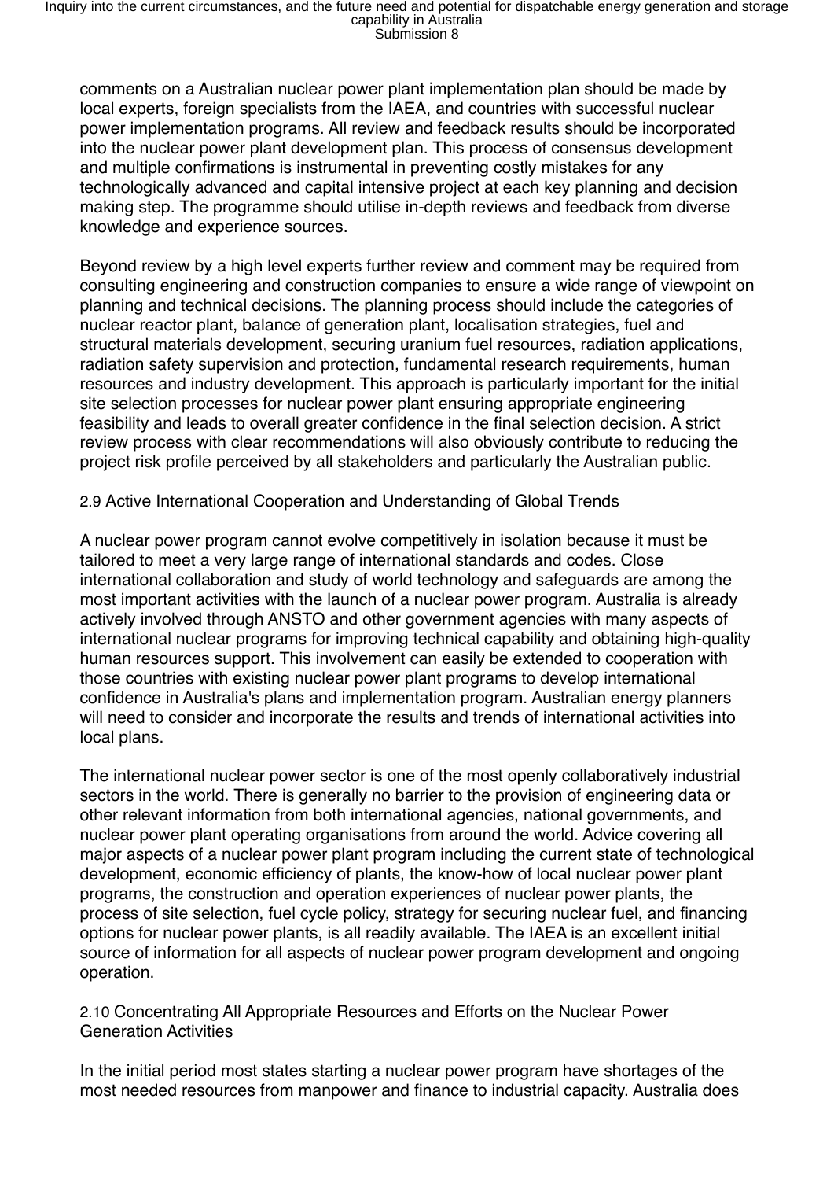comments on a Australian nuclear power plant implementation plan should be made by local experts, foreign specialists from the IAEA, and countries with successful nuclear power implementation programs. All review and feedback results should be incorporated into the nuclear power plant development plan. This process of consensus development and multiple confirmations is instrumental in preventing costly mistakes for any technologically advanced and capital intensive project at each key planning and decision making step. The programme should utilise in-depth reviews and feedback from diverse knowledge and experience sources.

Beyond review by a high level experts further review and comment may be required from consulting engineering and construction companies to ensure a wide range of viewpoint on planning and technical decisions. The planning process should include the categories of nuclear reactor plant, balance of generation plant, localisation strategies, fuel and structural materials development, securing uranium fuel resources, radiation applications, radiation safety supervision and protection, fundamental research requirements, human resources and industry development. This approach is particularly important for the initial site selection processes for nuclear power plant ensuring appropriate engineering feasibility and leads to overall greater confidence in the final selection decision. A strict review process with clear recommendations will also obviously contribute to reducing the project risk profile perceived by all stakeholders and particularly the Australian public.

### 2.9 Active International Cooperation and Understanding of Global Trends

A nuclear power program cannot evolve competitively in isolation because it must be tailored to meet a very large range of international standards and codes. Close international collaboration and study of world technology and safeguards are among the most important activities with the launch of a nuclear power program. Australia is already actively involved through ANSTO and other government agencies with many aspects of international nuclear programs for improving technical capability and obtaining high-quality human resources support. This involvement can easily be extended to cooperation with those countries with existing nuclear power plant programs to develop international confidence in Australia's plans and implementation program. Australian energy planners will need to consider and incorporate the results and trends of international activities into local plans.

The international nuclear power sector is one of the most openly collaboratively industrial sectors in the world. There is generally no barrier to the provision of engineering data or other relevant information from both international agencies, national governments, and nuclear power plant operating organisations from around the world. Advice covering all major aspects of a nuclear power plant program including the current state of technological development, economic efficiency of plants, the know-how of local nuclear power plant programs, the construction and operation experiences of nuclear power plants, the process of site selection, fuel cycle policy, strategy for securing nuclear fuel, and financing options for nuclear power plants, is all readily available. The IAEA is an excellent initial source of information for all aspects of nuclear power program development and ongoing operation.

### 2.10 Concentrating All Appropriate Resources and Efforts on the Nuclear Power Generation Activities

In the initial period most states starting a nuclear power program have shortages of the most needed resources from manpower and finance to industrial capacity. Australia does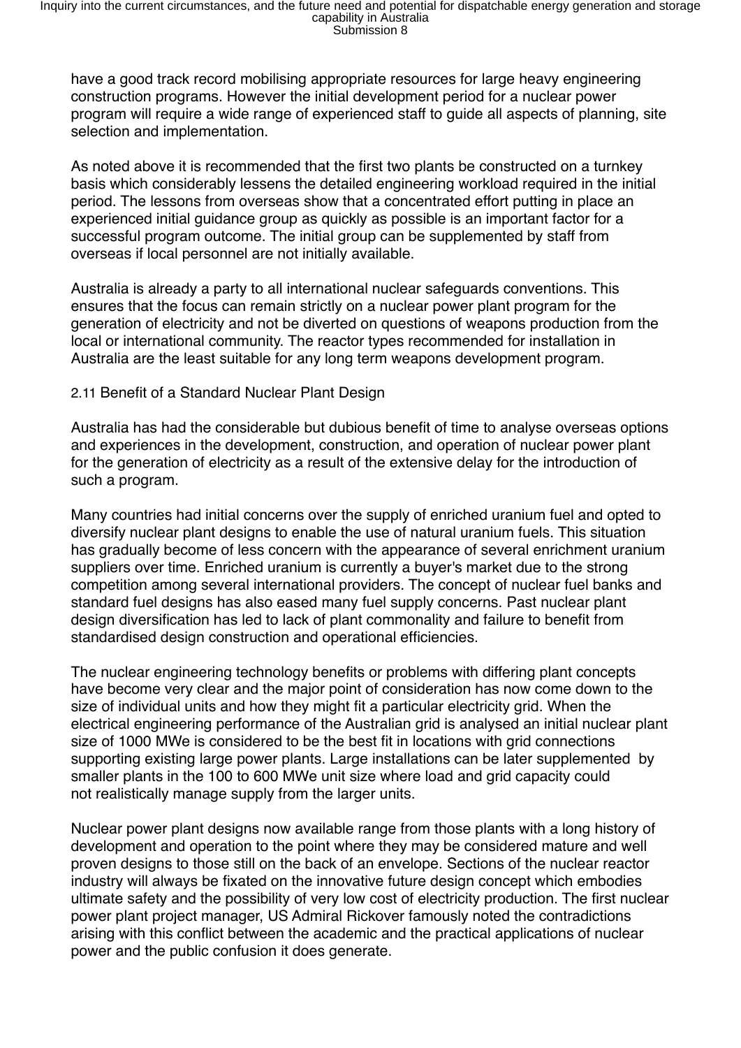have a good track record mobilising appropriate resources for large heavy engineering construction programs. However the initial development period for a nuclear power program will require a wide range of experienced staff to guide all aspects of planning, site selection and implementation.

As noted above it is recommended that the first two plants be constructed on a turnkey basis which considerably lessens the detailed engineering workload required in the initial period. The lessons from overseas show that a concentrated effort putting in place an experienced initial guidance group as quickly as possible is an important factor for a successful program outcome. The initial group can be supplemented by staff from overseas if local personnel are not initially available.

Australia is already a party to all international nuclear safeguards conventions. This ensures that the focus can remain strictly on a nuclear power plant program for the generation of electricity and not be diverted on questions of weapons production from the local or international community. The reactor types recommended for installation in Australia are the least suitable for any long term weapons development program.

2.11 Benefit of a Standard Nuclear Plant Design

Australia has had the considerable but dubious benefit of time to analyse overseas options and experiences in the development, construction, and operation of nuclear power plant for the generation of electricity as a result of the extensive delay for the introduction of such a program.

Many countries had initial concerns over the supply of enriched uranium fuel and opted to diversify nuclear plant designs to enable the use of natural uranium fuels. This situation has gradually become of less concern with the appearance of several enrichment uranium suppliers over time. Enriched uranium is currently a buyer's market due to the strong competition among several international providers. The concept of nuclear fuel banks and standard fuel designs has also eased many fuel supply concerns. Past nuclear plant design diversification has led to lack of plant commonality and failure to benefit from standardised design construction and operational efficiencies.

The nuclear engineering technology benefits or problems with differing plant concepts have become very clear and the major point of consideration has now come down to the size of individual units and how they might fit a particular electricity grid. When the electrical engineering performance of the Australian grid is analysed an initial nuclear plant size of 1000 MWe is considered to be the best fit in locations with grid connections supporting existing large power plants. Large installations can be later supplemented by smaller plants in the 100 to 600 MWe unit size where load and grid capacity could not realistically manage supply from the larger units.

Nuclear power plant designs now available range from those plants with a long history of development and operation to the point where they may be considered mature and well proven designs to those still on the back of an envelope. Sections of the nuclear reactor industry will always be fixated on the innovative future design concept which embodies ultimate safety and the possibility of very low cost of electricity production. The first nuclear power plant project manager, US Admiral Rickover famously noted the contradictions arising with this conflict between the academic and the practical applications of nuclear power and the public confusion it does generate.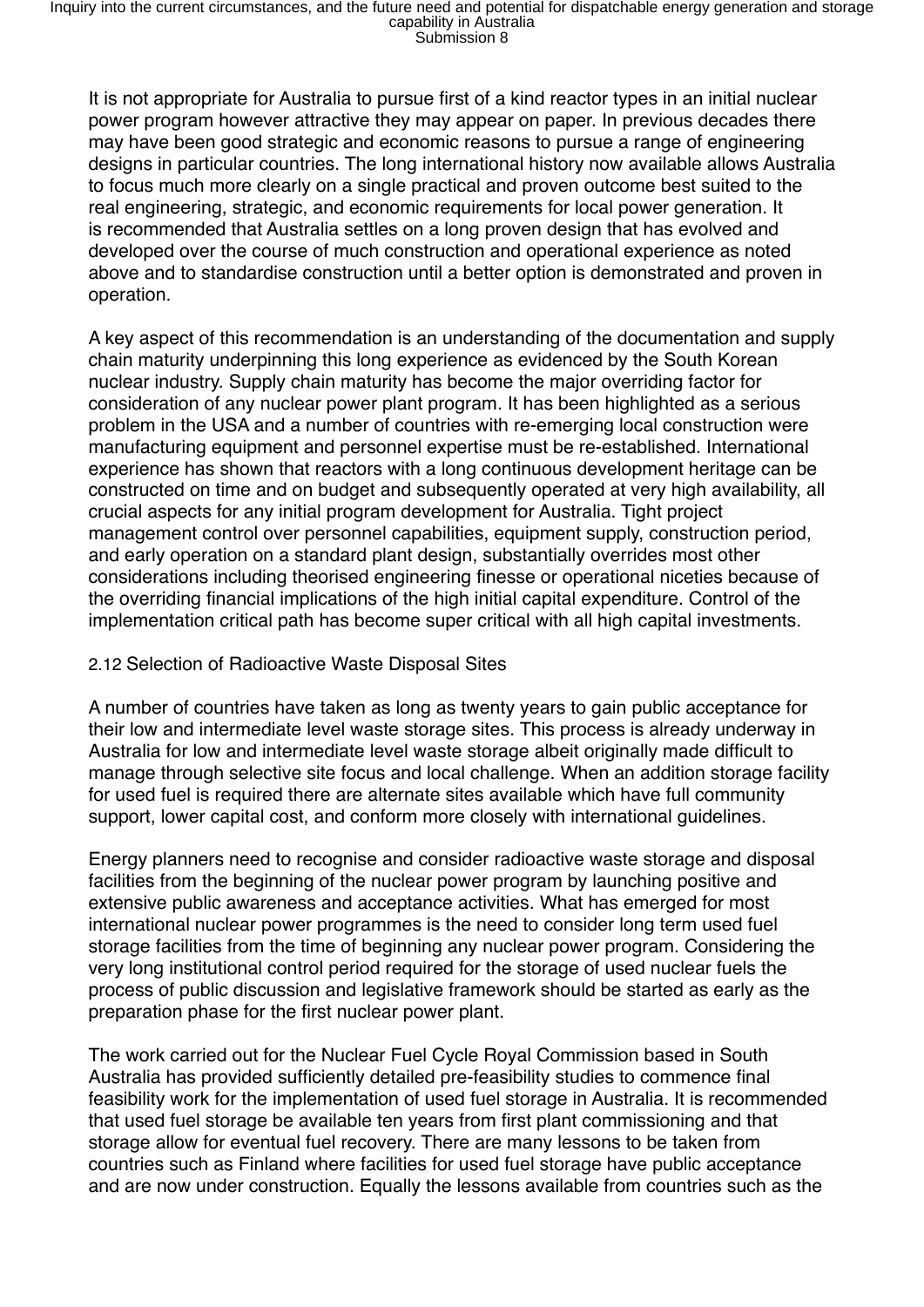It is not appropriate for Australia to pursue first of a kind reactor types in an initial nuclear power program however attractive they may appear on paper. In previous decades there may have been good strategic and economic reasons to pursue a range of engineering designs in particular countries. The long international history now available allows Australia to focus much more clearly on a single practical and proven outcome best suited to the real engineering, strategic, and economic requirements for local power generation. It is recommended that Australia settles on a long proven design that has evolved and developed over the course of much construction and operational experience as noted above and to standardise construction until a better option is demonstrated and proven in operation.

A key aspect of this recommendation is an understanding of the documentation and supply chain maturity underpinning this long experience as evidenced by the South Korean nuclear industry. Supply chain maturity has become the major overriding factor for consideration of any nuclear power plant program. It has been highlighted as a serious problem in the USA and a number of countries with re-emerging local construction were manufacturing equipment and personnel expertise must be re-established. International experience has shown that reactors with a long continuous development heritage can be constructed on time and on budget and subsequently operated at very high availability, all crucial aspects for any initial program development for Australia. Tight project management control over personnel capabilities, equipment supply, construction period, and early operation on a standard plant design, substantially overrides most other considerations including theorised engineering finesse or operational niceties because of the overriding financial implications of the high initial capital expenditure. Control of the implementation critical path has become super critical with all high capital investments.

### 2.12 Selection of Radioactive Waste Disposal Sites

A number of countries have taken as long as twenty years to gain public acceptance for their low and intermediate level waste storage sites. This process is already underway in Australia for low and intermediate level waste storage albeit originally made difficult to manage through selective site focus and local challenge. When an addition storage facility for used fuel is required there are alternate sites available which have full community support, lower capital cost, and conform more closely with international guidelines.

Energy planners need to recognise and consider radioactive waste storage and disposal facilities from the beginning of the nuclear power program by launching positive and extensive public awareness and acceptance activities. What has emerged for most international nuclear power programmes is the need to consider long term used fuel storage facilities from the time of beginning any nuclear power program. Considering the very long institutional control period required for the storage of used nuclear fuels the process of public discussion and legislative framework should be started as early as the preparation phase for the first nuclear power plant.

The work carried out for the Nuclear Fuel Cycle Royal Commission based in South Australia has provided sufficiently detailed pre-feasibility studies to commence final feasibility work for the implementation of used fuel storage in Australia. It is recommended that used fuel storage be available ten years from first plant commissioning and that storage allow for eventual fuel recovery. There are many lessons to be taken from countries such as Finland where facilities for used fuel storage have public acceptance and are now under construction. Equally the lessons available from countries such as the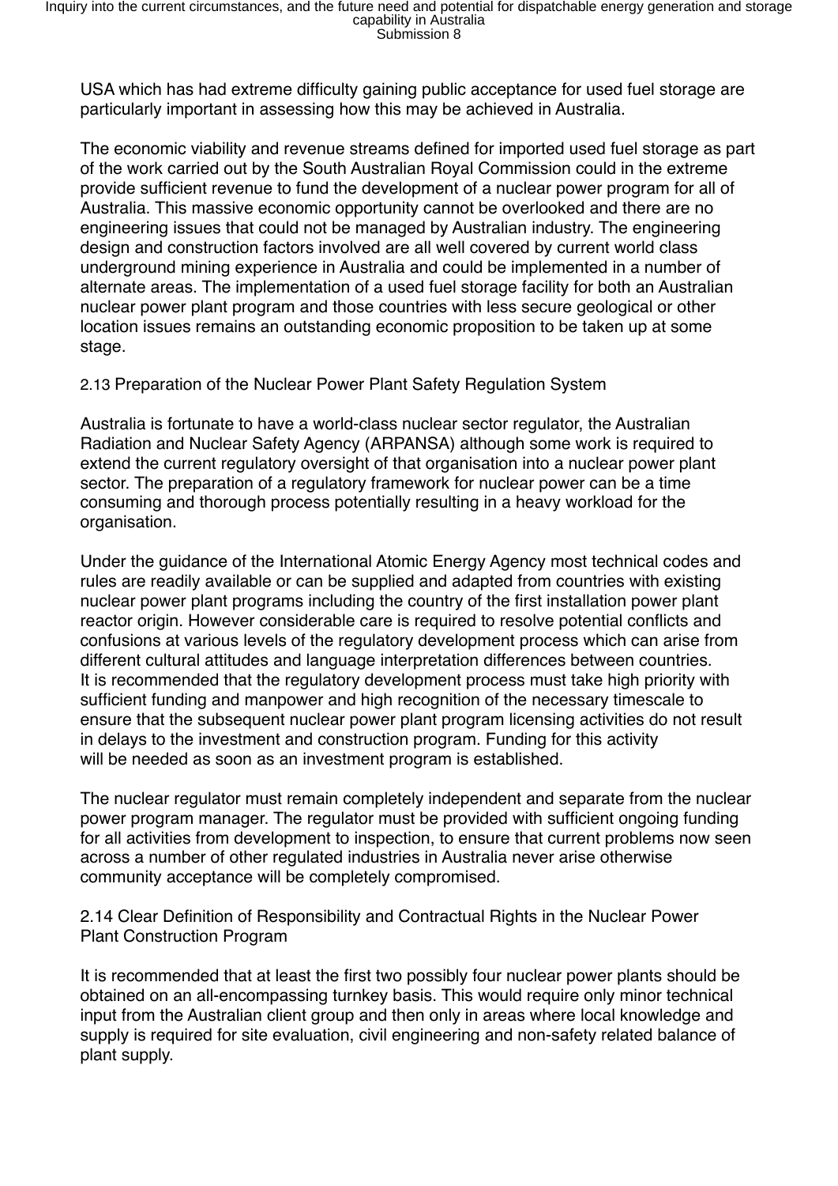USA which has had extreme difficulty gaining public acceptance for used fuel storage are particularly important in assessing how this may be achieved in Australia.

The economic viability and revenue streams defined for imported used fuel storage as part of the work carried out by the South Australian Royal Commission could in the extreme provide sufficient revenue to fund the development of a nuclear power program for all of Australia. This massive economic opportunity cannot be overlooked and there are no engineering issues that could not be managed by Australian industry. The engineering design and construction factors involved are all well covered by current world class underground mining experience in Australia and could be implemented in a number of alternate areas. The implementation of a used fuel storage facility for both an Australian nuclear power plant program and those countries with less secure geological or other location issues remains an outstanding economic proposition to be taken up at some stage.

### 2.13 Preparation of the Nuclear Power Plant Safety Regulation System

Australia is fortunate to have a world-class nuclear sector regulator, the Australian Radiation and Nuclear Safety Agency (ARPANSA) although some work is required to extend the current regulatory oversight of that organisation into a nuclear power plant sector. The preparation of a regulatory framework for nuclear power can be a time consuming and thorough process potentially resulting in a heavy workload for the organisation.

Under the guidance of the International Atomic Energy Agency most technical codes and rules are readily available or can be supplied and adapted from countries with existing nuclear power plant programs including the country of the first installation power plant reactor origin. However considerable care is required to resolve potential conflicts and confusions at various levels of the regulatory development process which can arise from different cultural attitudes and language interpretation differences between countries. It is recommended that the regulatory development process must take high priority with sufficient funding and manpower and high recognition of the necessary timescale to ensure that the subsequent nuclear power plant program licensing activities do not result in delays to the investment and construction program. Funding for this activity will be needed as soon as an investment program is established.

The nuclear regulator must remain completely independent and separate from the nuclear power program manager. The regulator must be provided with sufficient ongoing funding for all activities from development to inspection, to ensure that current problems now seen across a number of other regulated industries in Australia never arise otherwise community acceptance will be completely compromised.

### 2.14 Clear Definition of Responsibility and Contractual Rights in the Nuclear Power Plant Construction Program

It is recommended that at least the first two possibly four nuclear power plants should be obtained on an all-encompassing turnkey basis. This would require only minor technical input from the Australian client group and then only in areas where local knowledge and supply is required for site evaluation, civil engineering and non-safety related balance of plant supply.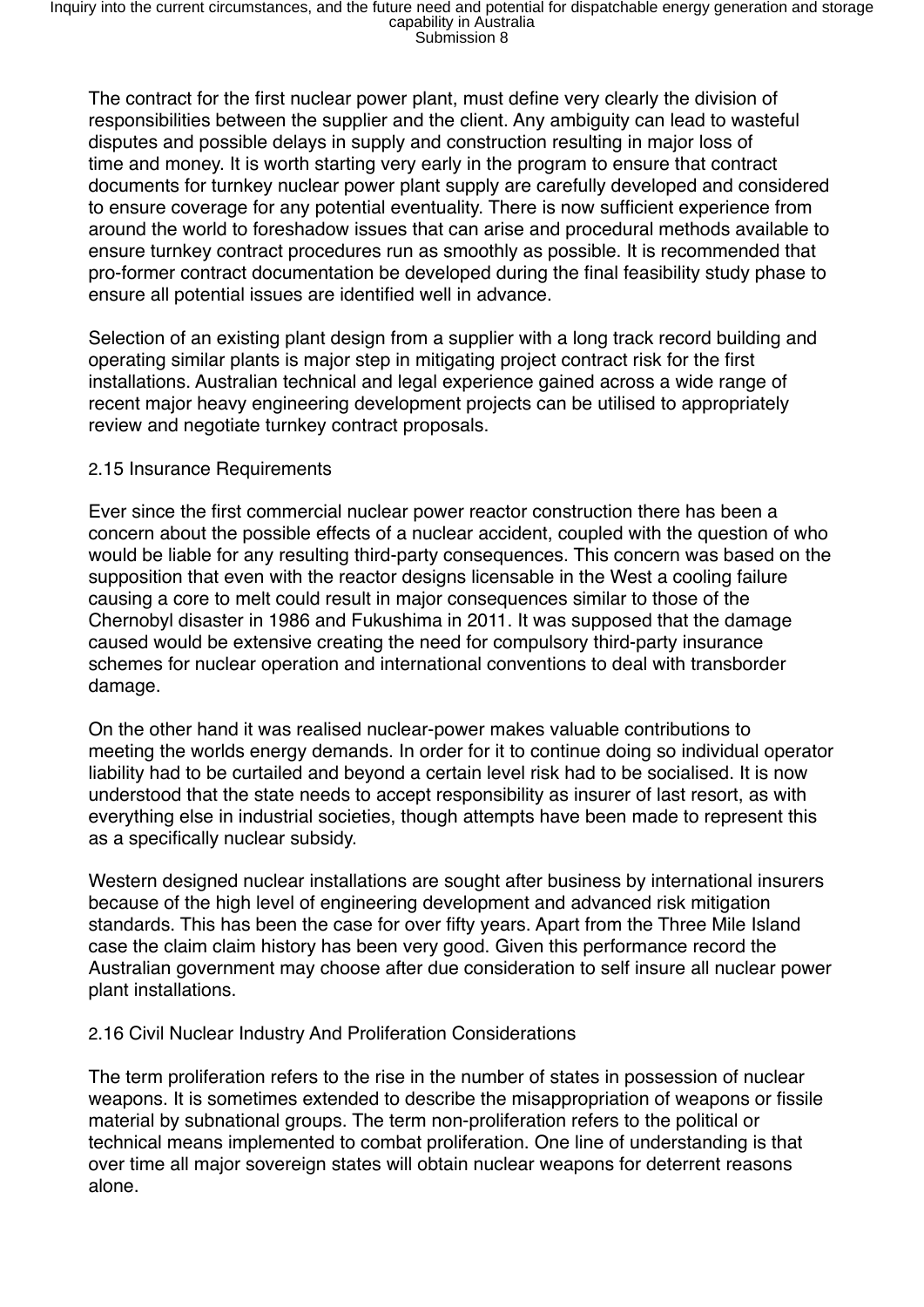The contract for the first nuclear power plant, must define very clearly the division of responsibilities between the supplier and the client. Any ambiguity can lead to wasteful disputes and possible delays in supply and construction resulting in major loss of time and money. It is worth starting very early in the program to ensure that contract documents for turnkey nuclear power plant supply are carefully developed and considered to ensure coverage for any potential eventuality. There is now sufficient experience from around the world to foreshadow issues that can arise and procedural methods available to ensure turnkey contract procedures run as smoothly as possible. It is recommended that pro-former contract documentation be developed during the final feasibility study phase to ensure all potential issues are identified well in advance.

Selection of an existing plant design from a supplier with a long track record building and operating similar plants is major step in mitigating project contract risk for the first installations. Australian technical and legal experience gained across a wide range of recent major heavy engineering development projects can be utilised to appropriately review and negotiate turnkey contract proposals.

### 2.15 Insurance Requirements

Ever since the first commercial nuclear power reactor construction there has been a concern about the possible effects of a nuclear accident, coupled with the question of who would be liable for any resulting third-party consequences. This concern was based on the supposition that even with the reactor designs licensable in the West a cooling failure causing a core to melt could result in major consequences similar to those of the Chernobyl disaster in 1986 and Fukushima in 2011. It was supposed that the damage caused would be extensive creating the need for compulsory third-party insurance schemes for nuclear operation and international conventions to deal with transborder damage.

On the other hand it was realised nuclear-power makes valuable contributions to meeting the worlds energy demands. In order for it to continue doing so individual operator liability had to be curtailed and beyond a certain level risk had to be socialised. It is now understood that the state needs to accept responsibility as insurer of last resort, as with everything else in industrial societies, though attempts have been made to represent this as a specifically nuclear subsidy.

Western designed nuclear installations are sought after business by international insurers because of the high level of engineering development and advanced risk mitigation standards. This has been the case for over fifty years. Apart from the Three Mile Island case the claim claim history has been very good. Given this performance record the Australian government may choose after due consideration to self insure all nuclear power plant installations.

### 2.16 Civil Nuclear Industry And Proliferation Considerations

The term proliferation refers to the rise in the number of states in possession of nuclear weapons. It is sometimes extended to describe the misappropriation of weapons or fissile material by subnational groups. The term non-proliferation refers to the political or technical means implemented to combat proliferation. One line of understanding is that over time all major sovereign states will obtain nuclear weapons for deterrent reasons alone.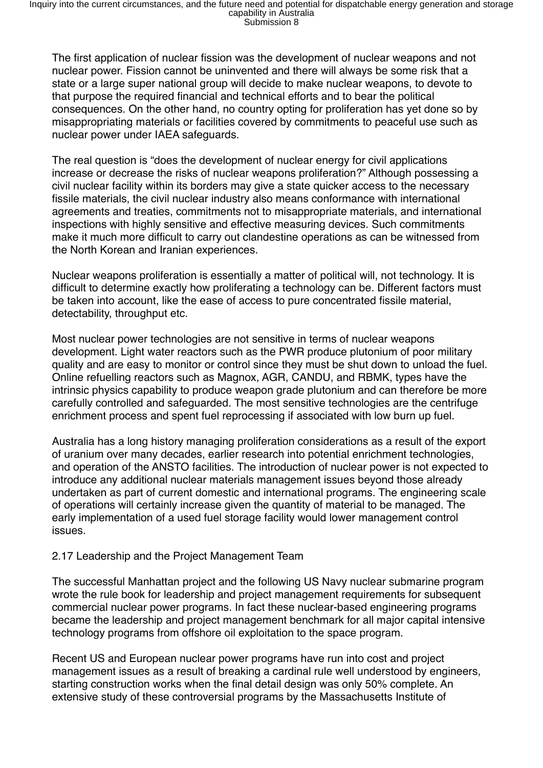The first application of nuclear fission was the development of nuclear weapons and not nuclear power. Fission cannot be uninvented and there will always be some risk that a state or a large super national group will decide to make nuclear weapons, to devote to that purpose the required financial and technical efforts and to bear the political consequences. On the other hand, no country opting for proliferation has yet done so by misappropriating materials or facilities covered by commitments to peaceful use such as nuclear power under IAEA safeguards.

The real question is "does the development of nuclear energy for civil applications increase or decrease the risks of nuclear weapons proliferation?" Although possessing a civil nuclear facility within its borders may give a state quicker access to the necessary fissile materials, the civil nuclear industry also means conformance with international agreements and treaties, commitments not to misappropriate materials, and international inspections with highly sensitive and effective measuring devices. Such commitments make it much more difficult to carry out clandestine operations as can be witnessed from the North Korean and Iranian experiences.

Nuclear weapons proliferation is essentially a matter of political will, not technology. It is difficult to determine exactly how proliferating a technology can be. Different factors must be taken into account, like the ease of access to pure concentrated fissile material, detectability, throughput etc.

Most nuclear power technologies are not sensitive in terms of nuclear weapons development. Light water reactors such as the PWR produce plutonium of poor military quality and are easy to monitor or control since they must be shut down to unload the fuel. Online refuelling reactors such as Magnox, AGR, CANDU, and RBMK, types have the intrinsic physics capability to produce weapon grade plutonium and can therefore be more carefully controlled and safeguarded. The most sensitive technologies are the centrifuge enrichment process and spent fuel reprocessing if associated with low burn up fuel.

Australia has a long history managing proliferation considerations as a result of the export of uranium over many decades, earlier research into potential enrichment technologies, and operation of the ANSTO facilities. The introduction of nuclear power is not expected to introduce any additional nuclear materials management issues beyond those already undertaken as part of current domestic and international programs. The engineering scale of operations will certainly increase given the quantity of material to be managed. The early implementation of a used fuel storage facility would lower management control issues.

2.17 Leadership and the Project Management Team

The successful Manhattan project and the following US Navy nuclear submarine program wrote the rule book for leadership and project management requirements for subsequent commercial nuclear power programs. In fact these nuclear-based engineering programs became the leadership and project management benchmark for all major capital intensive technology programs from offshore oil exploitation to the space program.

Recent US and European nuclear power programs have run into cost and project management issues as a result of breaking a cardinal rule well understood by engineers, starting construction works when the final detail design was only 50% complete. An extensive study of these controversial programs by the Massachusetts Institute of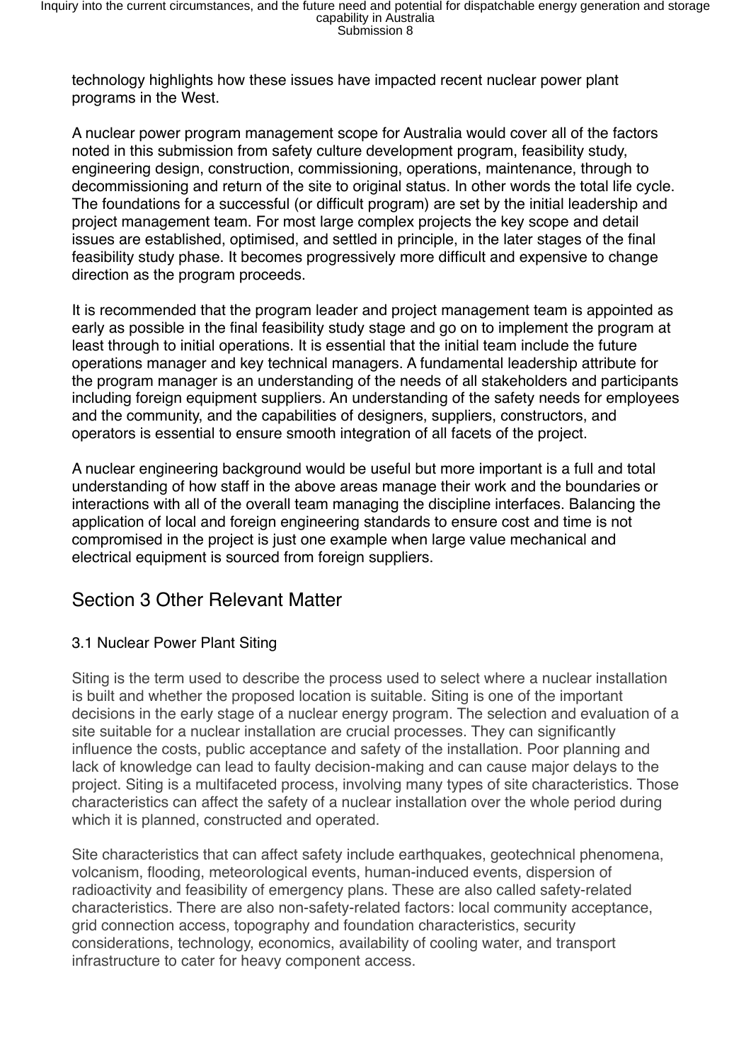technology highlights how these issues have impacted recent nuclear power plant programs in the West.

A nuclear power program management scope for Australia would cover all of the factors noted in this submission from safety culture development program, feasibility study, engineering design, construction, commissioning, operations, maintenance, through to decommissioning and return of the site to original status. In other words the total life cycle. The foundations for a successful (or difficult program) are set by the initial leadership and project management team. For most large complex projects the key scope and detail issues are established, optimised, and settled in principle, in the later stages of the final feasibility study phase. It becomes progressively more difficult and expensive to change direction as the program proceeds.

It is recommended that the program leader and project management team is appointed as early as possible in the final feasibility study stage and go on to implement the program at least through to initial operations. It is essential that the initial team include the future operations manager and key technical managers. A fundamental leadership attribute for the program manager is an understanding of the needs of all stakeholders and participants including foreign equipment suppliers. An understanding of the safety needs for employees and the community, and the capabilities of designers, suppliers, constructors, and operators is essential to ensure smooth integration of all facets of the project.

A nuclear engineering background would be useful but more important is a full and total understanding of how staff in the above areas manage their work and the boundaries or interactions with all of the overall team managing the discipline interfaces. Balancing the application of local and foreign engineering standards to ensure cost and time is not compromised in the project is just one example when large value mechanical and electrical equipment is sourced from foreign suppliers.

## Section 3 Other Relevant Matter

### 3.1 Nuclear Power Plant Siting

Siting is the term used to describe the process used to select where a nuclear installation is built and whether the proposed location is suitable. Siting is one of the important decisions in the early stage of a nuclear energy program. The selection and evaluation of a site suitable for a nuclear installation are crucial processes. They can significantly influence the costs, public acceptance and safety of the installation. Poor planning and lack of knowledge can lead to faulty decision-making and can cause major delays to the project. Siting is a multifaceted process, involving many types of site characteristics. Those characteristics can affect the safety of a nuclear installation over the whole period during which it is planned, constructed and operated.

Site characteristics that can affect safety include earthquakes, geotechnical phenomena, volcanism, flooding, meteorological events, human-induced events, dispersion of radioactivity and feasibility of emergency plans. These are also called safety-related characteristics. There are also non-safety-related factors: local community acceptance, grid connection access, topography and foundation characteristics, security considerations, technology, economics, availability of cooling water, and transport infrastructure to cater for heavy component access.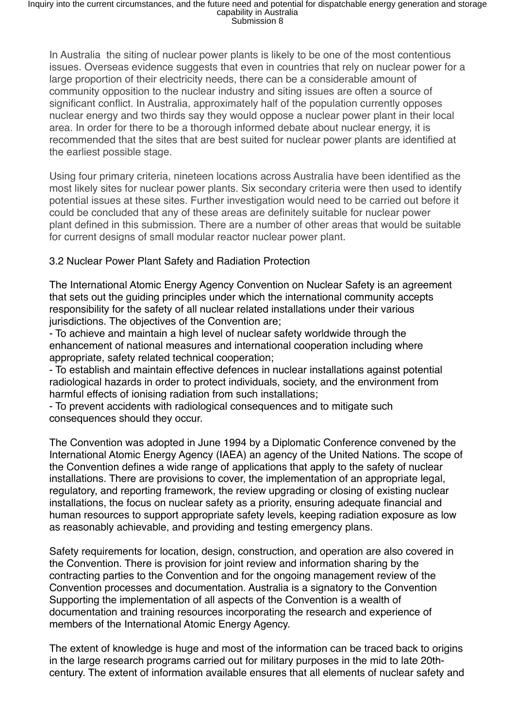In Australia  the siting of nuclear power plants is likely to be one of the most contentious issues. Overseas evidence suggests that even in countries that rely on nuclear power for a large proportion of their electricity needs, there can be a considerable amount of community opposition to the nuclear industry and siting issues are often a source of significant conflict. In Australia, approximately half of the population currently opposes nuclear energy and two thirds say they would oppose a nuclear power plant in their local area. In order for there to be a thorough informed debate about nuclear energy, it is recommended that the sites that are best suited for nuclear power plants are identified at the earliest possible stage.

Using four primary criteria, nineteen locations across Australia have been identified as the most likely sites for nuclear power plants. Six secondary criteria were then used to identify potential issues at these sites. Further investigation would need to be carried out before it could be concluded that any of these areas are definitely suitable for nuclear power plant defined in this submission. There are a number of other areas that would be suitable for current designs of small modular reactor nuclear power plant.

3.2 Nuclear Power Plant Safety and Radiation Protection

The International Atomic Energy Agency Convention on Nuclear Safety is an agreement that sets out the guiding principles under which the international community accepts responsibility for the safety of all nuclear related installations under their various jurisdictions. The objectives of the Convention are;

- To achieve and maintain a high level of nuclear safety worldwide through the enhancement of national measures and international cooperation including where appropriate, safety related technical cooperation;
- To establish and maintain effective defences in nuclear installations against potential radiological hazards in order to protect individuals, society, and the environment from harmful effects of ionising radiation from such installations;
- To prevent accidents with radiological consequences and to mitigate such consequences should they occur.

The Convention was adopted in June 1994 by a Diplomatic Conference convened by the International Atomic Energy Agency (IAEA) an agency of the United Nations. The scope of the Convention defines a wide range of applications that apply to the safety of nuclear installations. There are provisions to cover, the implementation of an appropriate legal, regulatory, and reporting framework, the review upgrading or closing of existing nuclear installations, the focus on nuclear safety as a priority, ensuring adequate financial and human resources to support appropriate safety levels, keeping radiation exposure as low as reasonably achievable, and providing and testing emergency plans.

Safety requirements for location, design, construction, and operation are also covered in the Convention. There is provision for joint review and information sharing by the contracting parties to the Convention and for the ongoing management review of the Convention processes and documentation. Australia is a signatory to the Convention Supporting the implementation of all aspects of the Convention is a wealth of documentation and training resources incorporating the research and experience of members of the International Atomic Energy Agency.

The extent of knowledge is huge and most of the information can be traced back to origins in the large research programs carried out for military purposes in the mid to late 20th-century. The extent of information available ensures that all elements of nuclear safety and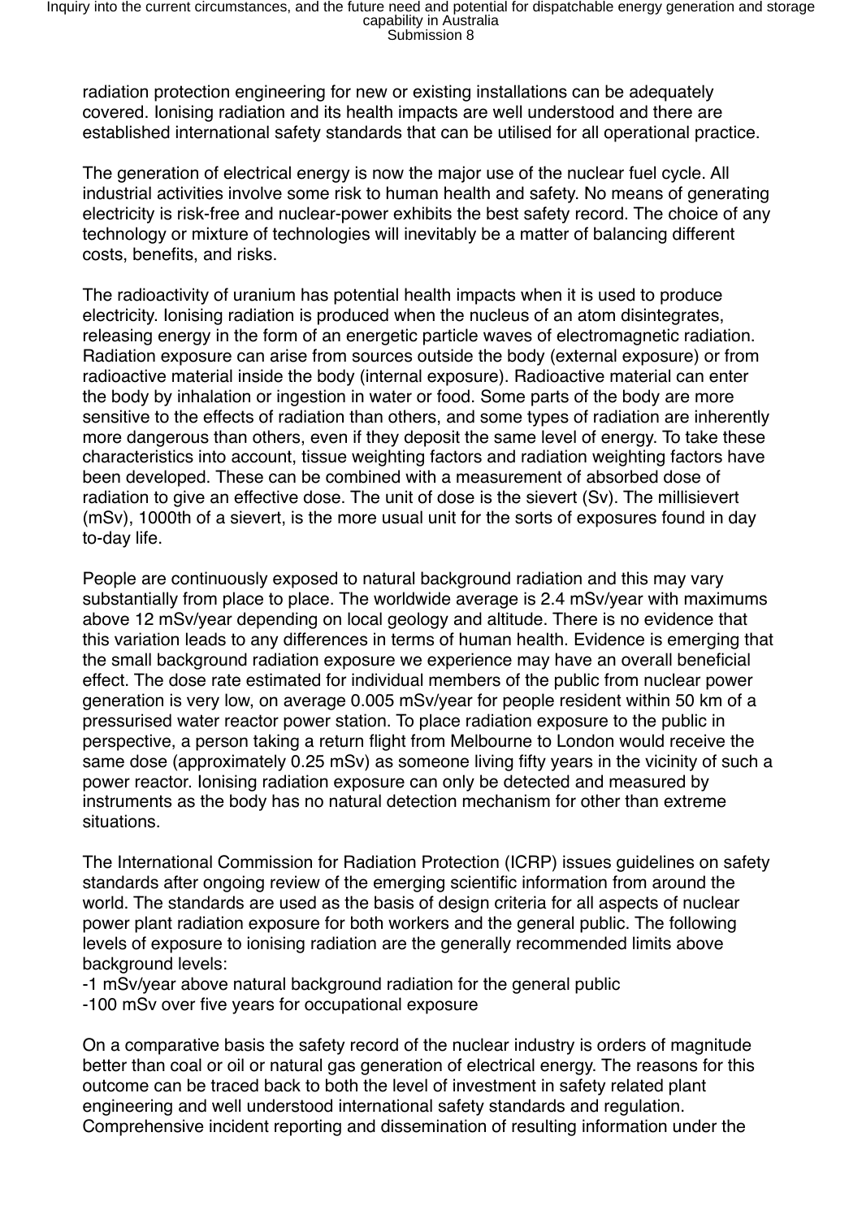radiation protection engineering for new or existing installations can be adequately covered. Ionising radiation and its health impacts are well understood and there are established international safety standards that can be utilised for all operational practice.

The generation of electrical energy is now the major use of the nuclear fuel cycle. All industrial activities involve some risk to human health and safety. No means of generating electricity is risk-free and nuclear-power exhibits the best safety record. The choice of any technology or mixture of technologies will inevitably be a matter of balancing different costs, benefits, and risks.

The radioactivity of uranium has potential health impacts when it is used to produce electricity. Ionising radiation is produced when the nucleus of an atom disintegrates, releasing energy in the form of an energetic particle waves of electromagnetic radiation. Radiation exposure can arise from sources outside the body (external exposure) or from radioactive material inside the body (internal exposure). Radioactive material can enter the body by inhalation or ingestion in water or food. Some parts of the body are more sensitive to the effects of radiation than others, and some types of radiation are inherently more dangerous than others, even if they deposit the same level of energy. To take these characteristics into account, tissue weighting factors and radiation weighting factors have been developed. These can be combined with a measurement of absorbed dose of radiation to give an effective dose. The unit of dose is the sievert (Sv). The millisievert (mSv), 1000th of a sievert, is the more usual unit for the sorts of exposures found in day to-day life.

People are continuously exposed to natural background radiation and this may vary substantially from place to place. The worldwide average is 2.4 mSv/year with maximums above 12 mSv/year depending on local geology and altitude. There is no evidence that this variation leads to any differences in terms of human health. Evidence is emerging that the small background radiation exposure we experience may have an overall beneficial effect. The dose rate estimated for individual members of the public from nuclear power generation is very low, on average 0.005 mSv/year for people resident within 50 km of a pressurised water reactor power station. To place radiation exposure to the public in perspective, a person taking a return flight from Melbourne to London would receive the same dose (approximately 0.25 mSv) as someone living fifty years in the vicinity of such a power reactor. Ionising radiation exposure can only be detected and measured by instruments as the body has no natural detection mechanism for other than extreme situations.

The International Commission for Radiation Protection (ICRP) issues guidelines on safety standards after ongoing review of the emerging scientific information from around the world. The standards are used as the basis of design criteria for all aspects of nuclear power plant radiation exposure for both workers and the general public. The following levels of exposure to ionising radiation are the generally recommended limits above background levels:

- 1 mSv/year above natural background radiation for the general public
- 100 mSv over five years for occupational exposure

On a comparative basis the safety record of the nuclear industry is orders of magnitude better than coal or oil or natural gas generation of electrical energy. The reasons for this outcome can be traced back to both the level of investment in safety related plant engineering and well understood international safety standards and regulation. Comprehensive incident reporting and dissemination of resulting information under the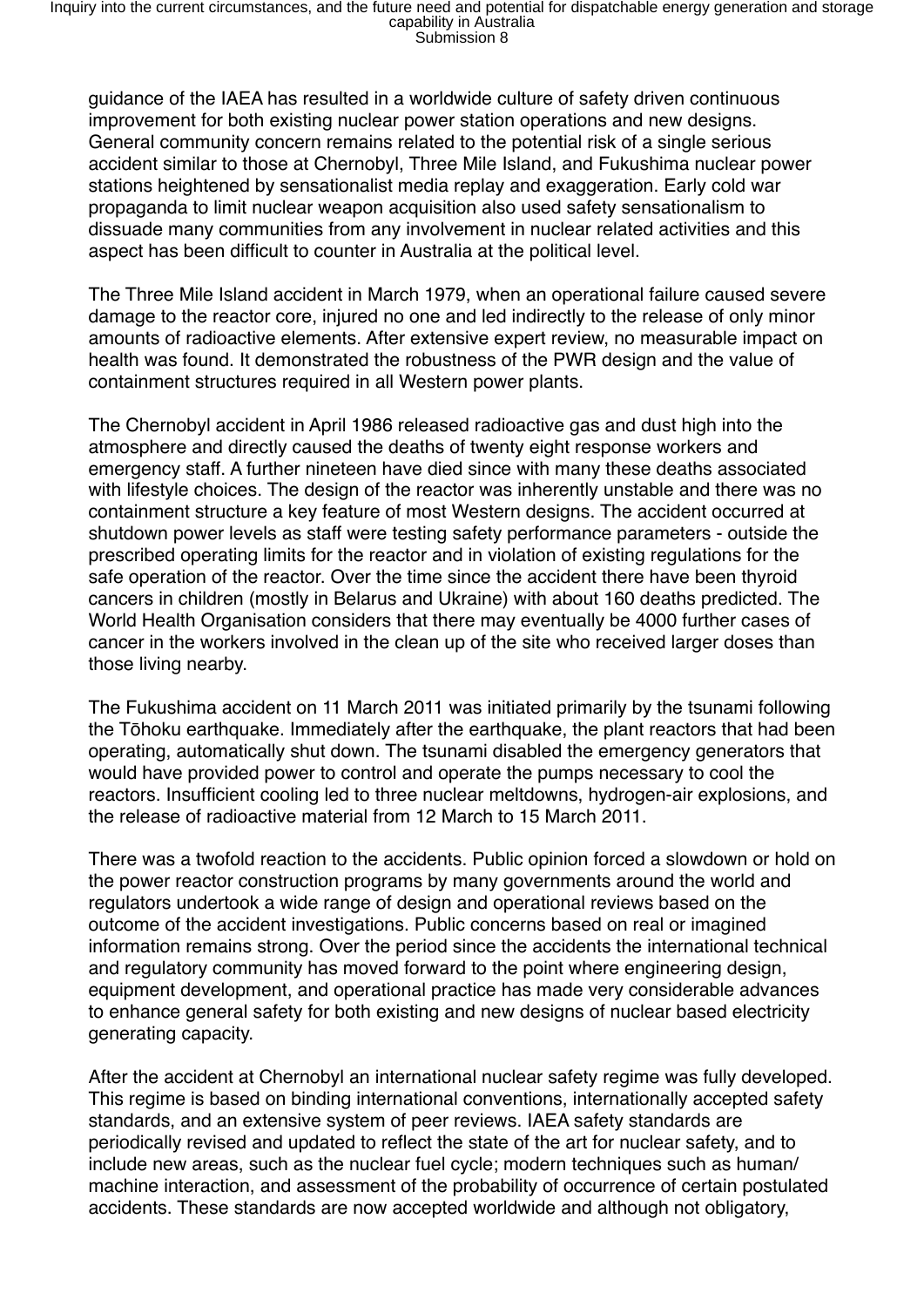guidance of the IAEA has resulted in a worldwide culture of safety driven continuous improvement for both existing nuclear power station operations and new designs. General community concern remains related to the potential risk of a single serious accident similar to those at Chernobyl, Three Mile Island, and Fukushima nuclear power stations heightened by sensationalist media replay and exaggeration. Early cold war propaganda to limit nuclear weapon acquisition also used safety sensationalism to dissuade many communities from any involvement in nuclear related activities and this aspect has been difficult to counter in Australia at the political level.

The Three Mile Island accident in March 1979, when an operational failure caused severe damage to the reactor core, injured no one and led indirectly to the release of only minor amounts of radioactive elements. After extensive expert review, no measurable impact on health was found. It demonstrated the robustness of the PWR design and the value of containment structures required in all Western power plants.

The Chernobyl accident in April 1986 released radioactive gas and dust high into the atmosphere and directly caused the deaths of twenty eight response workers and emergency staff. A further nineteen have died since with many these deaths associated with lifestyle choices. The design of the reactor was inherently unstable and there was no containment structure a key feature of most Western designs. The accident occurred at shutdown power levels as staff were testing safety performance parameters - outside the prescribed operating limits for the reactor and in violation of existing regulations for the safe operation of the reactor. Over the time since the accident there have been thyroid cancers in children (mostly in Belarus and Ukraine) with about 160 deaths predicted. The World Health Organisation considers that there may eventually be 4000 further cases of cancer in the workers involved in the clean up of the site who received larger doses than those living nearby.

The Fukushima accident on 11 March 2011 was initiated primarily by the tsunami following the Tōhoku earthquake. Immediately after the earthquake, the plant reactors that had been operating, automatically shut down. The tsunami disabled the emergency generators that would have provided power to control and operate the pumps necessary to cool the reactors. Insufficient cooling led to three nuclear meltdowns, hydrogen-air explosions, and the release of radioactive material from 12 March to 15 March 2011.

There was a twofold reaction to the accidents. Public opinion forced a slowdown or hold on the power reactor construction programs by many governments around the world and regulators undertook a wide range of design and operational reviews based on the outcome of the accident investigations. Public concerns based on real or imagined information remains strong. Over the period since the accidents the international technical and regulatory community has moved forward to the point where engineering design, equipment development, and operational practice has made very considerable advances to enhance general safety for both existing and new designs of nuclear based electricity generating capacity.

After the accident at Chernobyl an international nuclear safety regime was fully developed. This regime is based on binding international conventions, internationally accepted safety standards, and an extensive system of peer reviews. IAEA safety standards are periodically revised and updated to reflect the state of the art for nuclear safety, and to include new areas, such as the nuclear fuel cycle; modern techniques such as human/machine interaction, and assessment of the probability of occurrence of certain postulated accidents. These standards are now accepted worldwide and although not obligatory,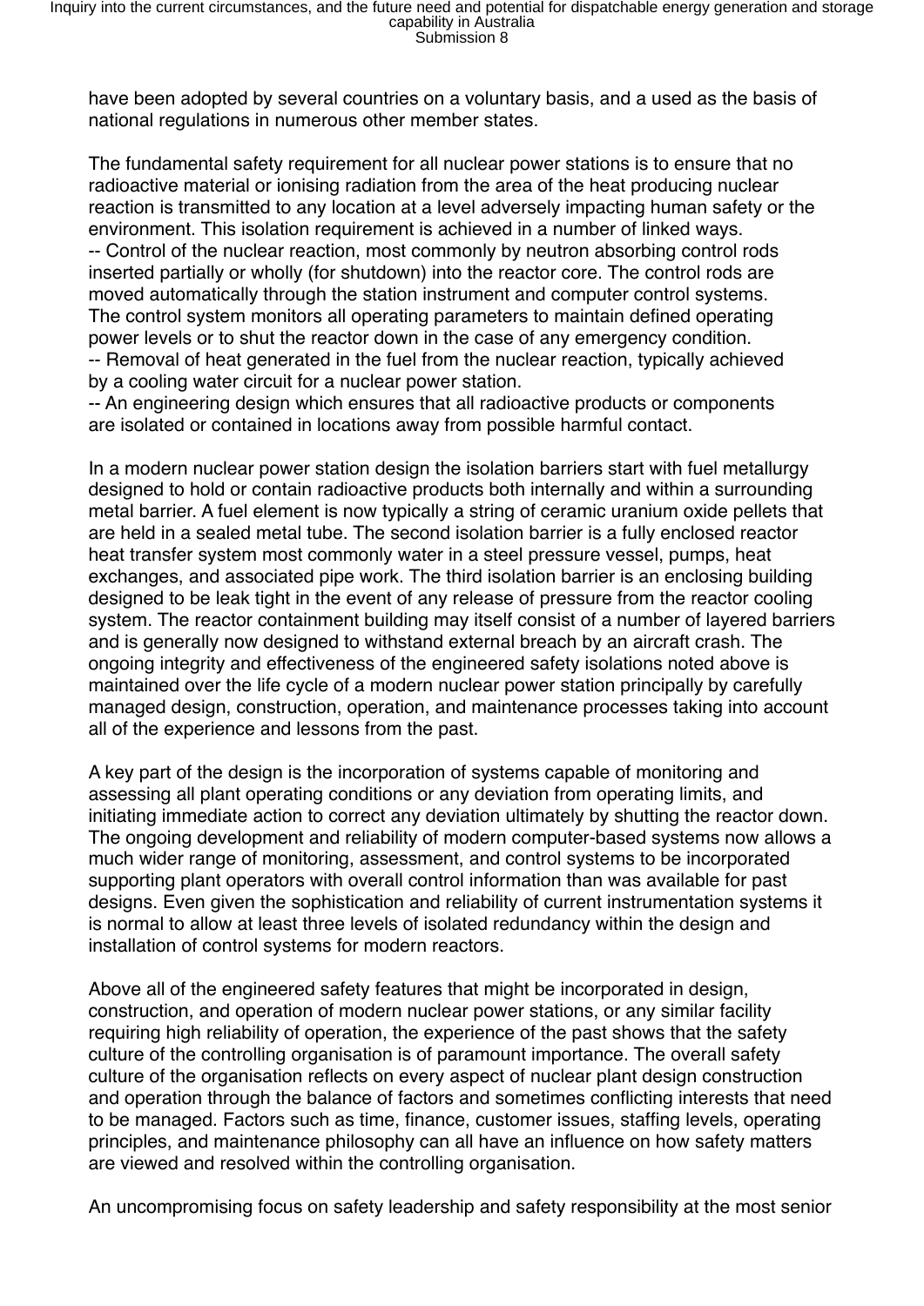have been adopted by several countries on a voluntary basis, and a used as the basis of national regulations in numerous other member states.

The fundamental safety requirement for all nuclear power stations is to ensure that no radioactive material or ionising radiation from the area of the heat producing nuclear reaction is transmitted to any location at a level adversely impacting human safety or the environment. This isolation requirement is achieved in a number of linked ways.
-- Control of the nuclear reaction, most commonly by neutron absorbing control rods inserted partially or wholly (for shutdown) into the reactor core. The control rods are moved automatically through the station instrument and computer control systems. The control system monitors all operating parameters to maintain defined operating power levels or to shut the reactor down in the case of any emergency condition.
-- Removal of heat generated in the fuel from the nuclear reaction, typically achieved by a cooling water circuit for a nuclear power station.
-- An engineering design which ensures that all radioactive products or components are isolated or contained in locations away from possible harmful contact.

In a modern nuclear power station design the isolation barriers start with fuel metallurgy designed to hold or contain radioactive products both internally and within a surrounding metal barrier. A fuel element is now typically a string of ceramic uranium oxide pellets that are held in a sealed metal tube. The second isolation barrier is a fully enclosed reactor heat transfer system most commonly water in a steel pressure vessel, pumps, heat exchanges, and associated pipe work. The third isolation barrier is an enclosing building designed to be leak tight in the event of any release of pressure from the reactor cooling system. The reactor containment building may itself consist of a number of layered barriers and is generally now designed to withstand external breach by an aircraft crash. The ongoing integrity and effectiveness of the engineered safety isolations noted above is maintained over the life cycle of a modern nuclear power station principally by carefully managed design, construction, operation, and maintenance processes taking into account all of the experience and lessons from the past.

A key part of the design is the incorporation of systems capable of monitoring and assessing all plant operating conditions or any deviation from operating limits, and initiating immediate action to correct any deviation ultimately by shutting the reactor down. The ongoing development and reliability of modern computer-based systems now allows a much wider range of monitoring, assessment, and control systems to be incorporated supporting plant operators with overall control information than was available for past designs. Even given the sophistication and reliability of current instrumentation systems it is normal to allow at least three levels of isolated redundancy within the design and installation of control systems for modern reactors.

Above all of the engineered safety features that might be incorporated in design, construction, and operation of modern nuclear power stations, or any similar facility requiring high reliability of operation, the experience of the past shows that the safety culture of the controlling organisation is of paramount importance. The overall safety culture of the organisation reflects on every aspect of nuclear plant design construction and operation through the balance of factors and sometimes conflicting interests that need to be managed. Factors such as time, finance, customer issues, staffing levels, operating principles, and maintenance philosophy can all have an influence on how safety matters are viewed and resolved within the controlling organisation.

An uncompromising focus on safety leadership and safety responsibility at the most senior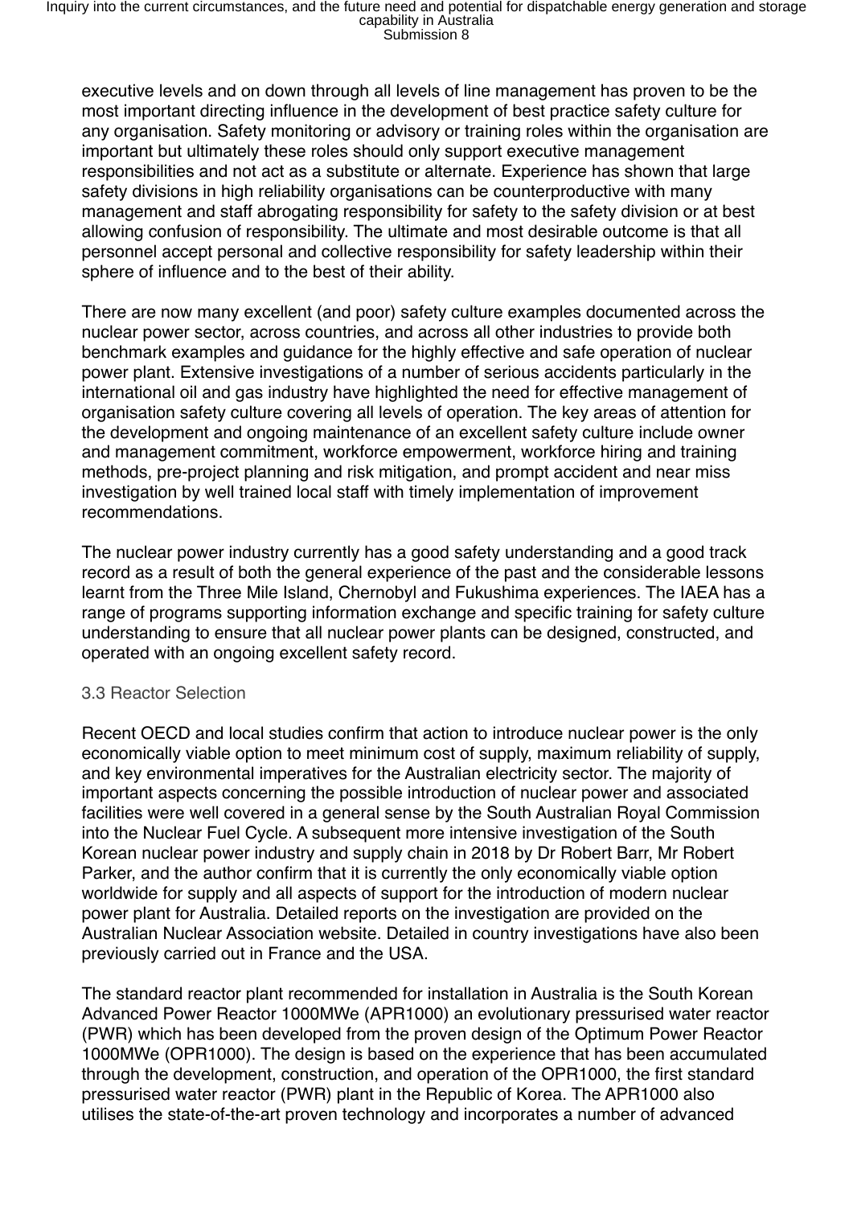executive levels and on down through all levels of line management has proven to be the most important directing influence in the development of best practice safety culture for any organisation. Safety monitoring or advisory or training roles within the organisation are important but ultimately these roles should only support executive management responsibilities and not act as a substitute or alternate. Experience has shown that large safety divisions in high reliability organisations can be counterproductive with many management and staff abrogating responsibility for safety to the safety division or at best allowing confusion of responsibility. The ultimate and most desirable outcome is that all personnel accept personal and collective responsibility for safety leadership within their sphere of influence and to the best of their ability.

There are now many excellent (and poor) safety culture examples documented across the nuclear power sector, across countries, and across all other industries to provide both benchmark examples and guidance for the highly effective and safe operation of nuclear power plant. Extensive investigations of a number of serious accidents particularly in the international oil and gas industry have highlighted the need for effective management of organisation safety culture covering all levels of operation. The key areas of attention for the development and ongoing maintenance of an excellent safety culture include owner and management commitment, workforce empowerment, workforce hiring and training methods, pre-project planning and risk mitigation, and prompt accident and near miss investigation by well trained local staff with timely implementation of improvement recommendations.

The nuclear power industry currently has a good safety understanding and a good track record as a result of both the general experience of the past and the considerable lessons learnt from the Three Mile Island, Chernobyl and Fukushima experiences. The IAEA has a range of programs supporting information exchange and specific training for safety culture understanding to ensure that all nuclear power plants can be designed, constructed, and operated with an ongoing excellent safety record.

### 3.3 Reactor Selection

Recent OECD and local studies confirm that action to introduce nuclear power is the only economically viable option to meet minimum cost of supply, maximum reliability of supply, and key environmental imperatives for the Australian electricity sector. The majority of important aspects concerning the possible introduction of nuclear power and associated facilities were well covered in a general sense by the South Australian Royal Commission into the Nuclear Fuel Cycle. A subsequent more intensive investigation of the South Korean nuclear power industry and supply chain in 2018 by Dr Robert Barr, Mr Robert Parker, and the author confirm that it is currently the only economically viable option worldwide for supply and all aspects of support for the introduction of modern nuclear power plant for Australia. Detailed reports on the investigation are provided on the Australian Nuclear Association website. Detailed in country investigations have also been previously carried out in France and the USA.

The standard reactor plant recommended for installation in Australia is the South Korean Advanced Power Reactor 1000MWe (APR1000) an evolutionary pressurised water reactor (PWR) which has been developed from the proven design of the Optimum Power Reactor 1000MWe (OPR1000). The design is based on the experience that has been accumulated through the development, construction, and operation of the OPR1000, the first standard pressurised water reactor (PWR) plant in the Republic of Korea. The APR1000 also utilises the state-of-the-art proven technology and incorporates a number of advanced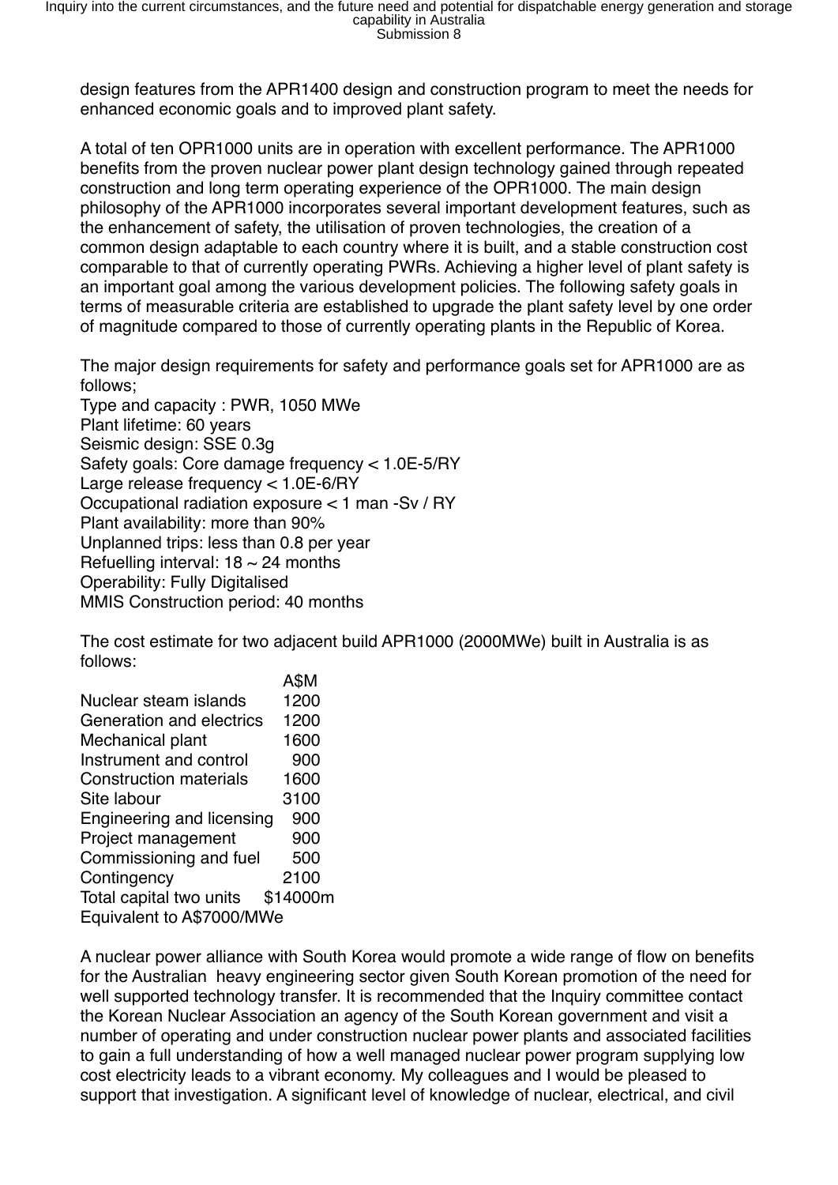design features from the APR1400 design and construction program to meet the needs for enhanced economic goals and to improved plant safety.

A total of ten OPR1000 units are in operation with excellent performance. The APR1000 benefits from the proven nuclear power plant design technology gained through repeated construction and long term operating experience of the OPR1000. The main design philosophy of the APR1000 incorporates several important development features, such as the enhancement of safety, the utilisation of proven technologies, the creation of a common design adaptable to each country where it is built, and a stable construction cost comparable to that of currently operating PWRs. Achieving a higher level of plant safety is an important goal among the various development policies. The following safety goals in terms of measurable criteria are established to upgrade the plant safety level by one order of magnitude compared to those of currently operating plants in the Republic of Korea.

The major design requirements for safety and performance goals set for APR1000 are as follows;
Type and capacity : PWR, 1050 MWe
Plant lifetime: 60 years
Seismic design: SSE 0.3g
Safety goals: Core damage frequency < 1.0E-5/RY
Large release frequency < 1.0E-6/RY
Occupational radiation exposure < 1 man -Sv / RY
Plant availability: more than 90%
Unplanned trips: less than 0.8 per year
Refuelling interval: 18 ~ 24 months
Operability: Fully Digitalised
MMIS Construction period: 40 months

The cost estimate for two adjacent build APR1000 (2000MWe) built in Australia is as follows:

| | A$M |
|---|---|
| Nuclear steam islands | 1200 |
| Generation and electrics | 1200 |
| Mechanical plant | 1600 |
| Instrument and control | 900 |
| Construction materials | 1600 |
| Site labour | 3100 |
| Engineering and licensing | 900 |
| Project management | 900 |
| Commissioning and fuel | 500 |
| Contingency | 2100 |
| Total capital two units | $14000m |

Equivalent to A$7000/MWe

A nuclear power alliance with South Korea would promote a wide range of flow on benefits for the Australian heavy engineering sector given South Korean promotion of the need for well supported technology transfer. It is recommended that the Inquiry committee contact the Korean Nuclear Association an agency of the South Korean government and visit a number of operating and under construction nuclear power plants and associated facilities to gain a full understanding of how a well managed nuclear power program supplying low cost electricity leads to a vibrant economy. My colleagues and I would be pleased to support that investigation. A significant level of knowledge of nuclear, electrical, and civil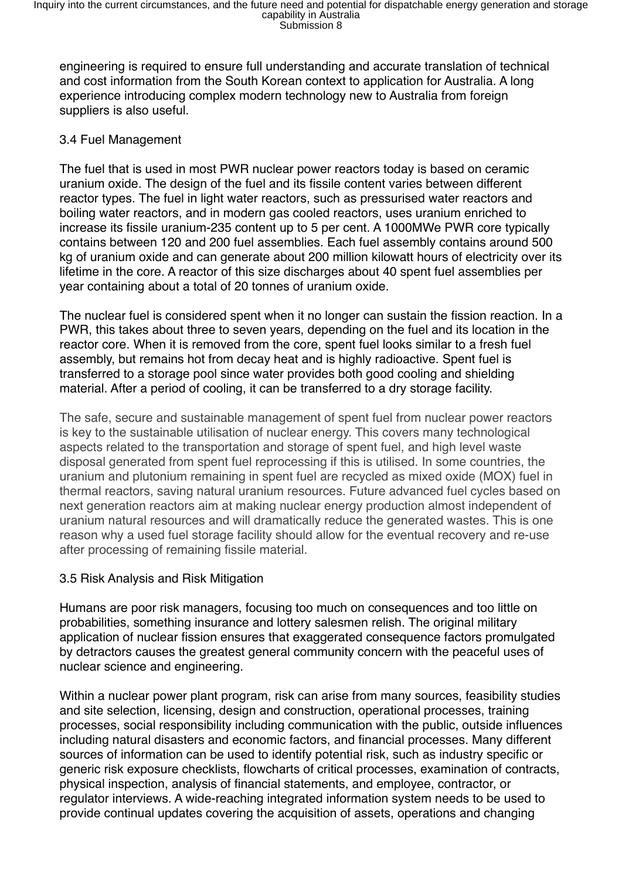engineering is required to ensure full understanding and accurate translation of technical and cost information from the South Korean context to application for Australia. A long experience introducing complex modern technology new to Australia from foreign suppliers is also useful.

### 3.4 Fuel Management

The fuel that is used in most PWR nuclear power reactors today is based on ceramic uranium oxide. The design of the fuel and its fissile content varies between different reactor types. The fuel in light water reactors, such as pressurised water reactors and boiling water reactors, and in modern gas cooled reactors, uses uranium enriched to increase its fissile uranium-235 content up to 5 per cent. A 1000MWe PWR core typically contains between 120 and 200 fuel assemblies. Each fuel assembly contains around 500 kg of uranium oxide and can generate about 200 million kilowatt hours of electricity over its lifetime in the core. A reactor of this size discharges about 40 spent fuel assemblies per year containing about a total of 20 tonnes of uranium oxide.

The nuclear fuel is considered spent when it no longer can sustain the fission reaction. In a PWR, this takes about three to seven years, depending on the fuel and its location in the reactor core. When it is removed from the core, spent fuel looks similar to a fresh fuel assembly, but remains hot from decay heat and is highly radioactive. Spent fuel is transferred to a storage pool since water provides both good cooling and shielding material. After a period of cooling, it can be transferred to a dry storage facility.

The safe, secure and sustainable management of spent fuel from nuclear power reactors is key to the sustainable utilisation of nuclear energy. This covers many technological aspects related to the transportation and storage of spent fuel, and high level waste disposal generated from spent fuel reprocessing if this is utilised. In some countries, the uranium and plutonium remaining in spent fuel are recycled as mixed oxide (MOX) fuel in thermal reactors, saving natural uranium resources. Future advanced fuel cycles based on next generation reactors aim at making nuclear energy production almost independent of uranium natural resources and will dramatically reduce the generated wastes. This is one reason why a used fuel storage facility should allow for the eventual recovery and re-use after processing of remaining fissile material.

### 3.5 Risk Analysis and Risk Mitigation

Humans are poor risk managers, focusing too much on consequences and too little on probabilities, something insurance and lottery salesmen relish. The original military application of nuclear fission ensures that exaggerated consequence factors promulgated by detractors causes the greatest general community concern with the peaceful uses of nuclear science and engineering.

Within a nuclear power plant program, risk can arise from many sources, feasibility studies and site selection, licensing, design and construction, operational processes, training processes, social responsibility including communication with the public, outside influences including natural disasters and economic factors, and financial processes. Many different sources of information can be used to identify potential risk, such as industry specific or generic risk exposure checklists, flowcharts of critical processes, examination of contracts, physical inspection, analysis of financial statements, and employee, contractor, or regulator interviews. A wide-reaching integrated information system needs to be used to provide continual updates covering the acquisition of assets, operations and changing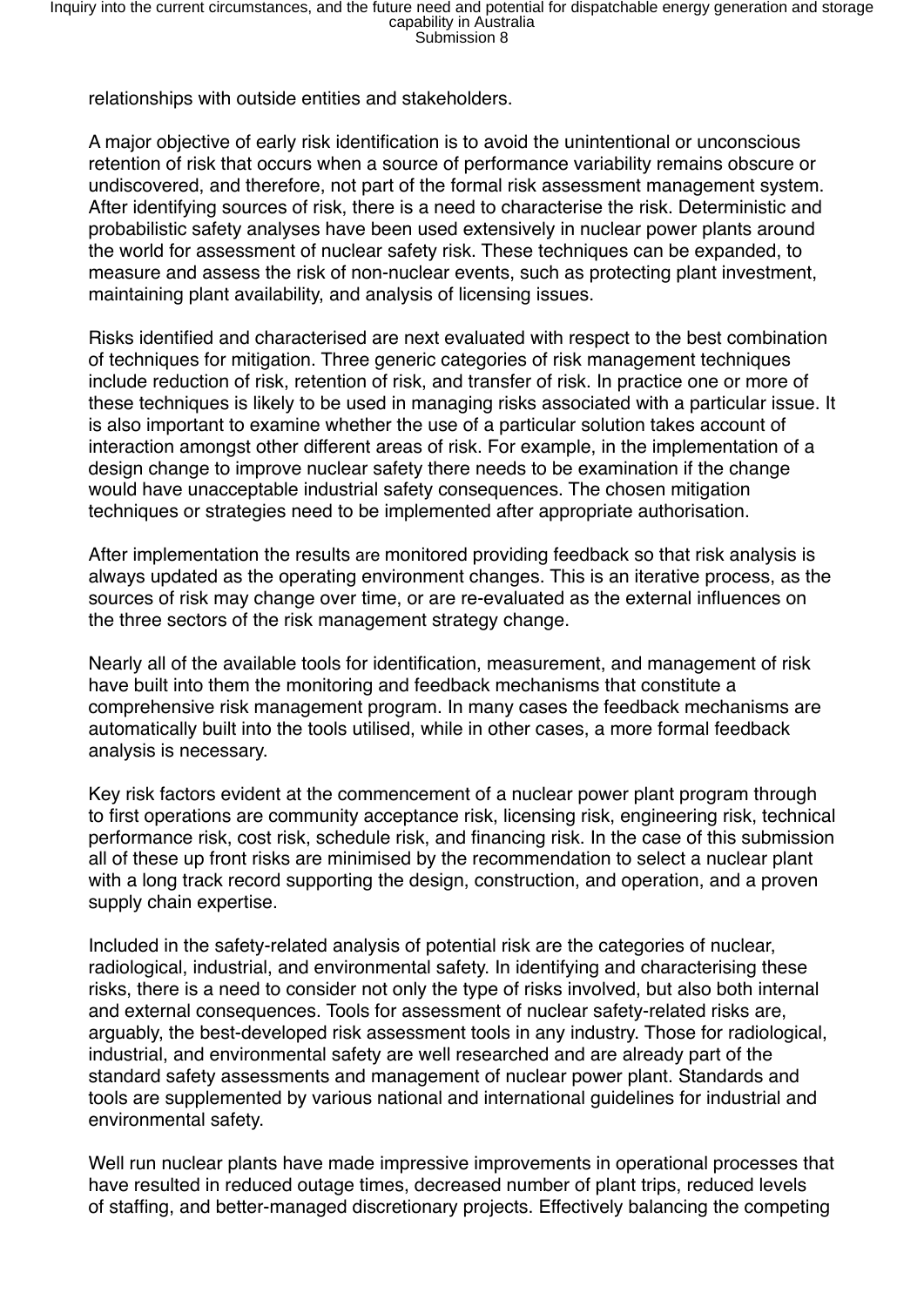relationships with outside entities and stakeholders.

A major objective of early risk identification is to avoid the unintentional or unconscious retention of risk that occurs when a source of performance variability remains obscure or undiscovered, and therefore, not part of the formal risk assessment management system. After identifying sources of risk, there is a need to characterise the risk. Deterministic and probabilistic safety analyses have been used extensively in nuclear power plants around the world for assessment of nuclear safety risk. These techniques can be expanded, to measure and assess the risk of non-nuclear events, such as protecting plant investment, maintaining plant availability, and analysis of licensing issues.

Risks identified and characterised are next evaluated with respect to the best combination of techniques for mitigation. Three generic categories of risk management techniques include reduction of risk, retention of risk, and transfer of risk. In practice one or more of these techniques is likely to be used in managing risks associated with a particular issue. It is also important to examine whether the use of a particular solution takes account of interaction amongst other different areas of risk. For example, in the implementation of a design change to improve nuclear safety there needs to be examination if the change would have unacceptable industrial safety consequences. The chosen mitigation techniques or strategies need to be implemented after appropriate authorisation.

After implementation the results are monitored providing feedback so that risk analysis is always updated as the operating environment changes. This is an iterative process, as the sources of risk may change over time, or are re-evaluated as the external influences on the three sectors of the risk management strategy change.

Nearly all of the available tools for identification, measurement, and management of risk have built into them the monitoring and feedback mechanisms that constitute a comprehensive risk management program. In many cases the feedback mechanisms are automatically built into the tools utilised, while in other cases, a more formal feedback analysis is necessary.

Key risk factors evident at the commencement of a nuclear power plant program through to first operations are community acceptance risk, licensing risk, engineering risk, technical performance risk, cost risk, schedule risk, and financing risk. In the case of this submission all of these up front risks are minimised by the recommendation to select a nuclear plant with a long track record supporting the design, construction, and operation, and a proven supply chain expertise.

Included in the safety-related analysis of potential risk are the categories of nuclear, radiological, industrial, and environmental safety. In identifying and characterising these risks, there is a need to consider not only the type of risks involved, but also both internal and external consequences. Tools for assessment of nuclear safety-related risks are, arguably, the best-developed risk assessment tools in any industry. Those for radiological, industrial, and environmental safety are well researched and are already part of the standard safety assessments and management of nuclear power plant. Standards and tools are supplemented by various national and international guidelines for industrial and environmental safety.

Well run nuclear plants have made impressive improvements in operational processes that have resulted in reduced outage times, decreased number of plant trips, reduced levels of staffing, and better-managed discretionary projects. Effectively balancing the competing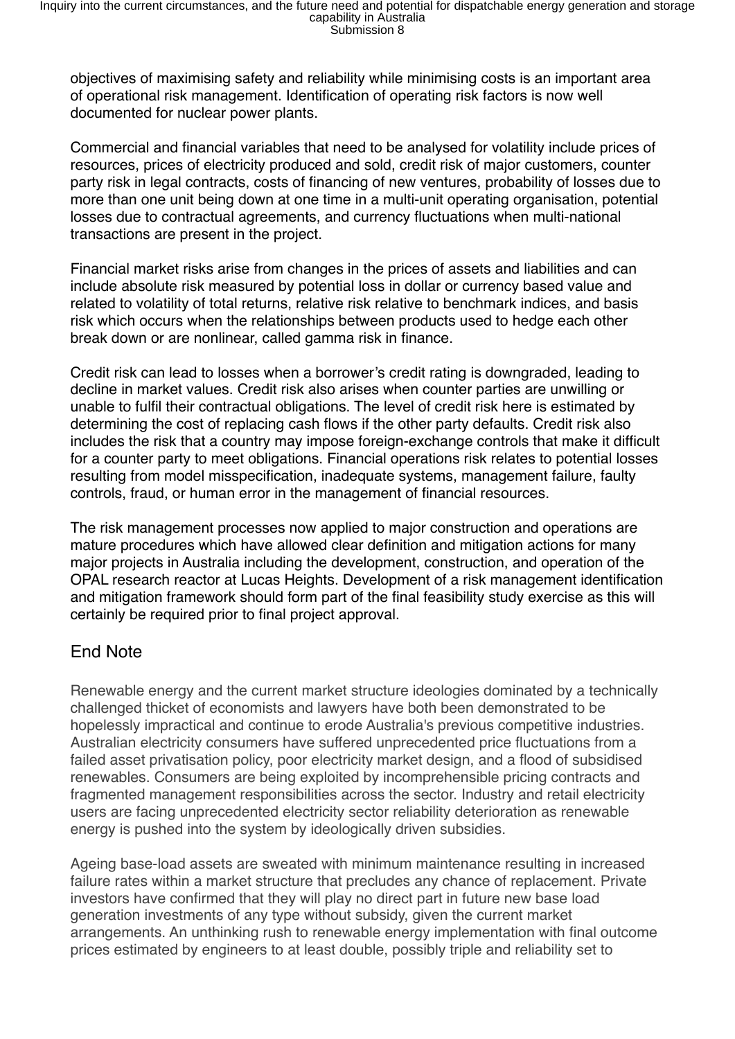objectives of maximising safety and reliability while minimising costs is an important area of operational risk management. Identification of operating risk factors is now well documented for nuclear power plants.

Commercial and financial variables that need to be analysed for volatility include prices of resources, prices of electricity produced and sold, credit risk of major customers, counter party risk in legal contracts, costs of financing of new ventures, probability of losses due to more than one unit being down at one time in a multi-unit operating organisation, potential losses due to contractual agreements, and currency fluctuations when multi-national transactions are present in the project.

Financial market risks arise from changes in the prices of assets and liabilities and can include absolute risk measured by potential loss in dollar or currency based value and related to volatility of total returns, relative risk relative to benchmark indices, and basis risk which occurs when the relationships between products used to hedge each other break down or are nonlinear, called gamma risk in finance.

Credit risk can lead to losses when a borrower's credit rating is downgraded, leading to decline in market values. Credit risk also arises when counter parties are unwilling or unable to fulfil their contractual obligations. The level of credit risk here is estimated by determining the cost of replacing cash flows if the other party defaults. Credit risk also includes the risk that a country may impose foreign-exchange controls that make it difficult for a counter party to meet obligations. Financial operations risk relates to potential losses resulting from model misspecification, inadequate systems, management failure, faulty controls, fraud, or human error in the management of financial resources.

The risk management processes now applied to major construction and operations are mature procedures which have allowed clear definition and mitigation actions for many major projects in Australia including the development, construction, and operation of the OPAL research reactor at Lucas Heights. Development of a risk management identification and mitigation framework should form part of the final feasibility study exercise as this will certainly be required prior to final project approval.

## End Note

Renewable energy and the current market structure ideologies dominated by a technically challenged thicket of economists and lawyers have both been demonstrated to be hopelessly impractical and continue to erode Australia's previous competitive industries. Australian electricity consumers have suffered unprecedented price fluctuations from a failed asset privatisation policy, poor electricity market design, and a flood of subsidised renewables. Consumers are being exploited by incomprehensible pricing contracts and fragmented management responsibilities across the sector. Industry and retail electricity users are facing unprecedented electricity sector reliability deterioration as renewable energy is pushed into the system by ideologically driven subsidies.

Ageing base-load assets are sweated with minimum maintenance resulting in increased failure rates within a market structure that precludes any chance of replacement. Private investors have confirmed that they will play no direct part in future new base load generation investments of any type without subsidy, given the current market arrangements. An unthinking rush to renewable energy implementation with final outcome prices estimated by engineers to at least double, possibly triple and reliability set to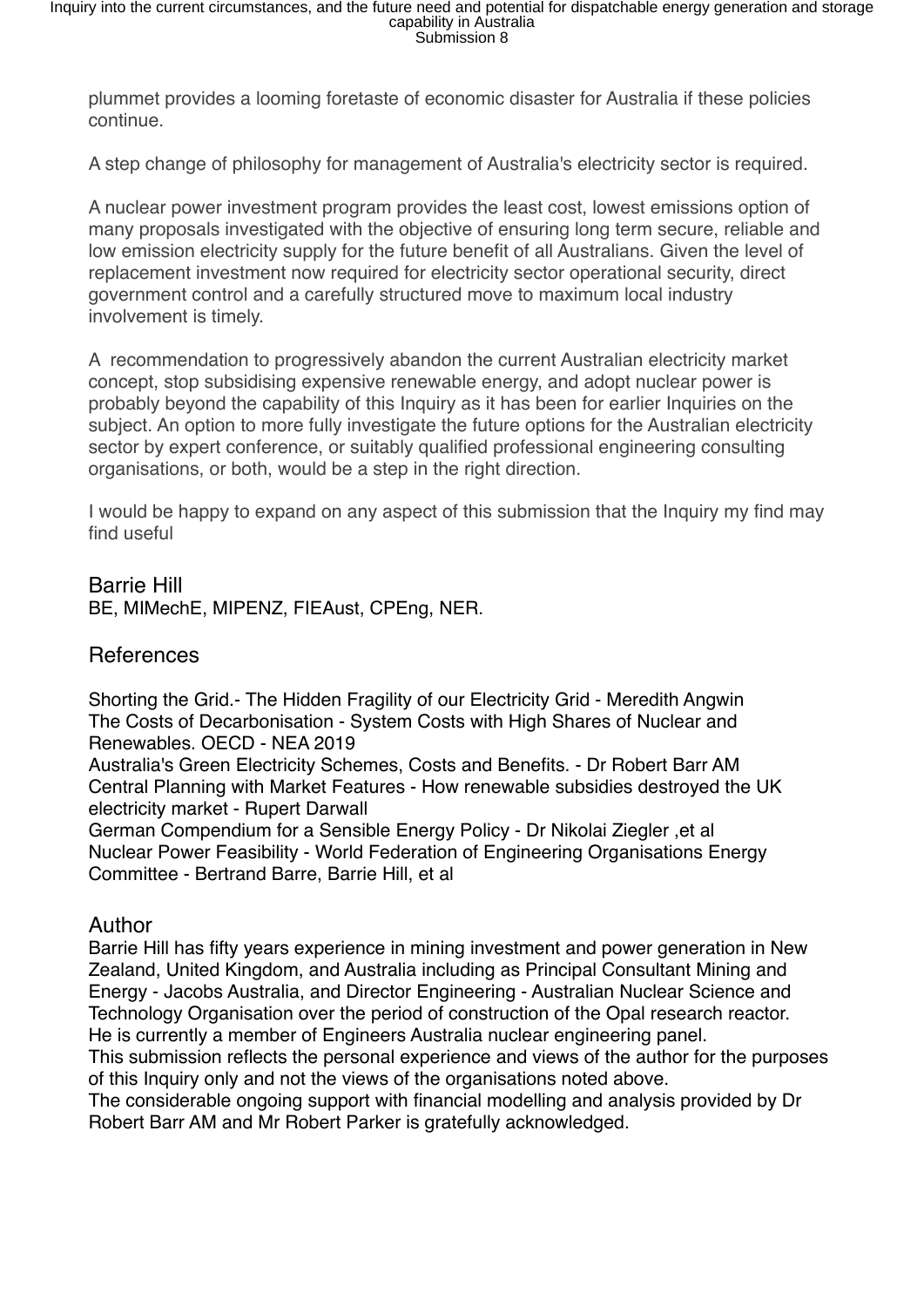plummet provides a looming foretaste of economic disaster for Australia if these policies continue.

A step change of philosophy for management of Australia's electricity sector is required.

A nuclear power investment program provides the least cost, lowest emissions option of many proposals investigated with the objective of ensuring long term secure, reliable and low emission electricity supply for the future benefit of all Australians. Given the level of replacement investment now required for electricity sector operational security, direct government control and a carefully structured move to maximum local industry involvement is timely.

A recommendation to progressively abandon the current Australian electricity market concept, stop subsidising expensive renewable energy, and adopt nuclear power is probably beyond the capability of this Inquiry as it has been for earlier Inquiries on the subject. An option to more fully investigate the future options for the Australian electricity sector by expert conference, or suitably qualified professional engineering consulting organisations, or both, would be a step in the right direction.

I would be happy to expand on any aspect of this submission that the Inquiry my find may find useful

## Barrie Hill

BE, MIMechE, MIPENZ, FIEAust, CPEng, NER.

## References

Shorting the Grid.- The Hidden Fragility of our Electricity Grid - Meredith Angwin
The Costs of Decarbonisation - System Costs with High Shares of Nuclear and Renewables. OECD - NEA 2019
Australia's Green Electricity Schemes, Costs and Benefits. - Dr Robert Barr AM
Central Planning with Market Features - How renewable subsidies destroyed the UK electricity market - Rupert Darwall
German Compendium for a Sensible Energy Policy - Dr Nikolai Ziegler ,et al
Nuclear Power Feasibility - World Federation of Engineering Organisations Energy Committee - Bertrand Barre, Barrie Hill, et al

## Author

Barrie Hill has fifty years experience in mining investment and power generation in New Zealand, United Kingdom, and Australia including as Principal Consultant Mining and Energy - Jacobs Australia, and Director Engineering - Australian Nuclear Science and Technology Organisation over the period of construction of the Opal research reactor.
He is currently a member of Engineers Australia nuclear engineering panel.
This submission reflects the personal experience and views of the author for the purposes of this Inquiry only and not the views of the organisations noted above.
The considerable ongoing support with financial modelling and analysis provided by Dr Robert Barr AM and Mr Robert Parker is gratefully acknowledged.